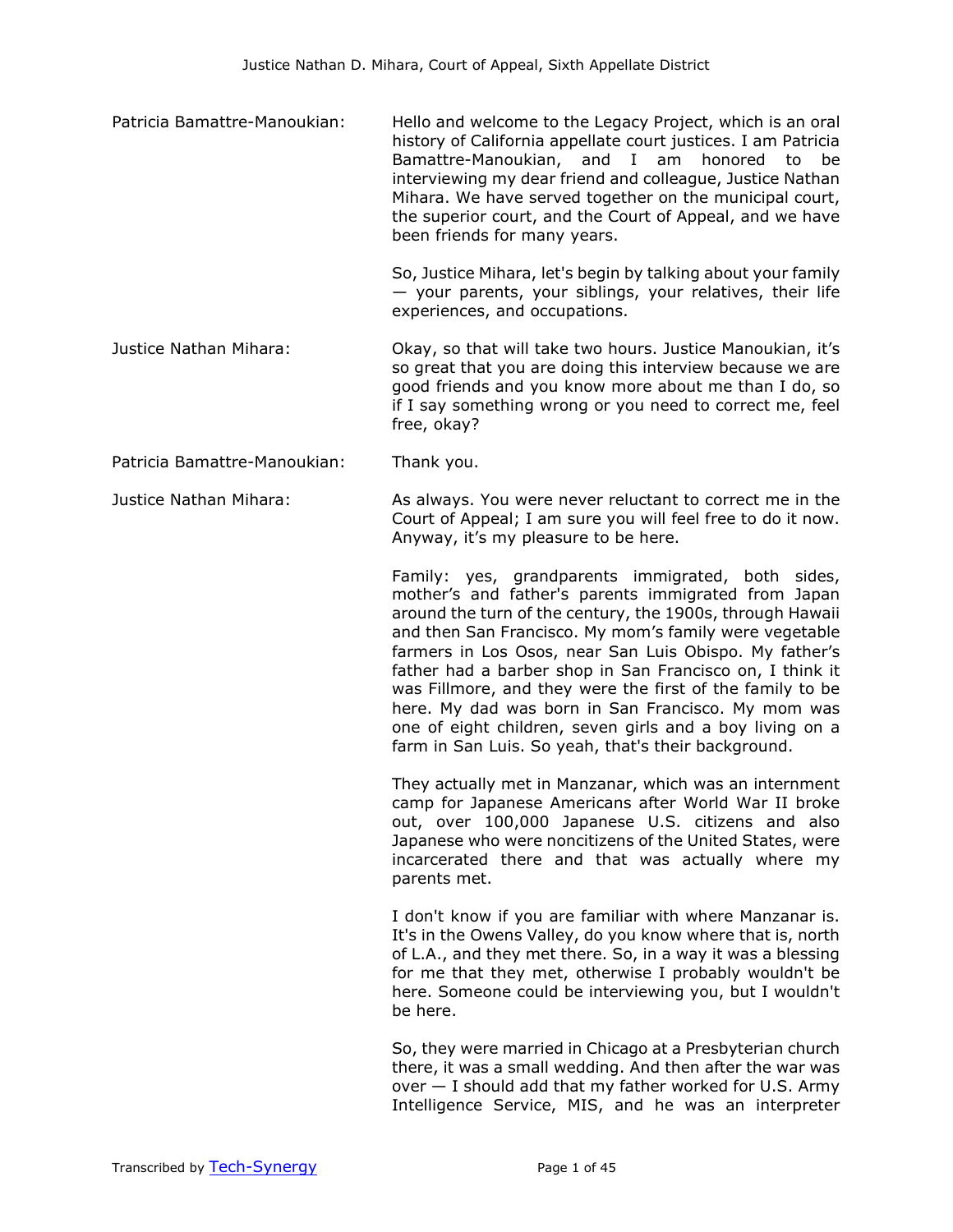**Patricia Bamattre-Manoukian:** Hello and welcome to the Legacy Project, which is an oral history of California appellate court justices. I am Patricia Bamattre-Manoukian, and I am honored to be interviewing my dear friend and colleague, Justice Nathan Mihara. We have served together on the municipal court, the superior court, and the Court of Appeal, and we have been friends for many years.

So, Justice Mihara, let's begin by talking about your family — your parents, your siblings, your relatives, their life experiences, and occupations.

**Justice Nathan Mihara:** Okay, so that will take two hours. Justice Manoukian, it's so great that you are doing this interview because we are good friends and you know more about me than I do, so if I say something wrong or you need to correct me, feel free, okay?

**Patricia Bamattre-Manoukian:** Thank you.

**Justice Nathan Mihara:** As always. You were never reluctant to correct me in the Court of Appeal; I am sure you will feel free to do it now. Anyway, it's my pleasure to be here.

Family: yes, grandparents immigrated, both sides, mother's and father's parents immigrated from Japan around the turn of the century, the 1900s, through Hawaii and then San Francisco. My mom's family were vegetable farmers in Los Osos, near San Luis Obispo. My father's father had a barber shop in San Francisco on, I think it was Fillmore, and they were the first of the family to be here. My dad was born in San Francisco. My mom was one of eight children, seven girls and a boy living on a farm in San Luis. So yeah, that's their background.

They actually met in Manzanar, which was an internment camp for Japanese Americans after World War II broke out, over 100,000 Japanese U.S. citizens and also Japanese who were noncitizens of the United States, were incarcerated there and that was actually where my parents met.

I don't know if you are familiar with where Manzanar is. It's in the Owens Valley, do you know where that is, north of L.A., and they met there. So, in a way it was a blessing for me that they met, otherwise I probably wouldn't be here. Someone could be interviewing you, but I wouldn't be here.

So, they were married in Chicago at a Presbyterian church there, it was a small wedding. And then after the war was over — I should add that my father worked for U.S. Army Intelligence Service, MIS, and he was an interpreter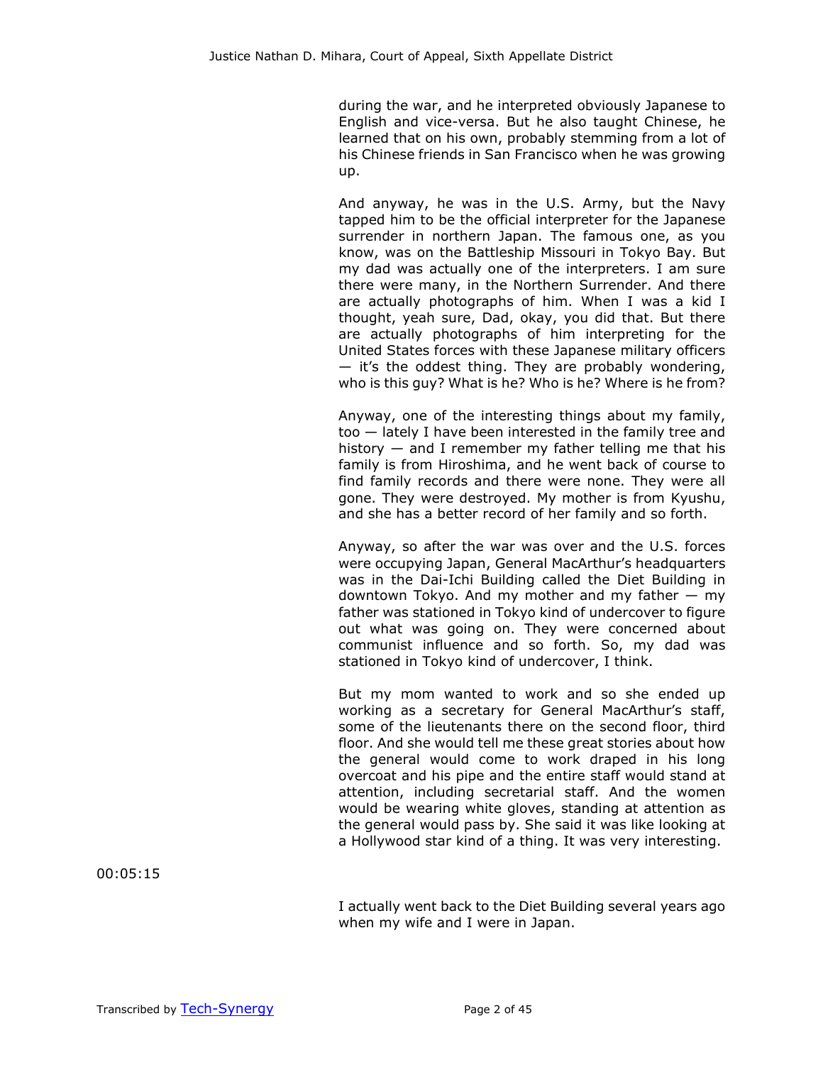during the war, and he interpreted obviously Japanese to English and vice-versa. But he also taught Chinese, he learned that on his own, probably stemming from a lot of his Chinese friends in San Francisco when he was growing up.

And anyway, he was in the U.S. Army, but the Navy tapped him to be the official interpreter for the Japanese surrender in northern Japan. The famous one, as you know, was on the Battleship Missouri in Tokyo Bay. But my dad was actually one of the interpreters. I am sure there were many, in the Northern Surrender. And there are actually photographs of him. When I was a kid I thought, yeah sure, Dad, okay, you did that. But there are actually photographs of him interpreting for the United States forces with these Japanese military officers — it's the oddest thing. They are probably wondering, who is this guy? What is he? Who is he? Where is he from?

Anyway, one of the interesting things about my family, too — lately I have been interested in the family tree and history — and I remember my father telling me that his family is from Hiroshima, and he went back of course to find family records and there were none. They were all gone. They were destroyed. My mother is from Kyushu, and she has a better record of her family and so forth.

Anyway, so after the war was over and the U.S. forces were occupying Japan, General MacArthur's headquarters was in the Dai-Ichi Building called the Diet Building in downtown Tokyo. And my mother and my father — my father was stationed in Tokyo kind of undercover to figure out what was going on. They were concerned about communist influence and so forth. So, my dad was stationed in Tokyo kind of undercover, I think.

But my mom wanted to work and so she ended up working as a secretary for General MacArthur's staff, some of the lieutenants there on the second floor, third floor. And she would tell me these great stories about how the general would come to work draped in his long overcoat and his pipe and the entire staff would stand at attention, including secretarial staff. And the women would be wearing white gloves, standing at attention as the general would pass by. She said it was like looking at a Hollywood star kind of a thing. It was very interesting.

00:05:15

I actually went back to the Diet Building several years ago when my wife and I were in Japan.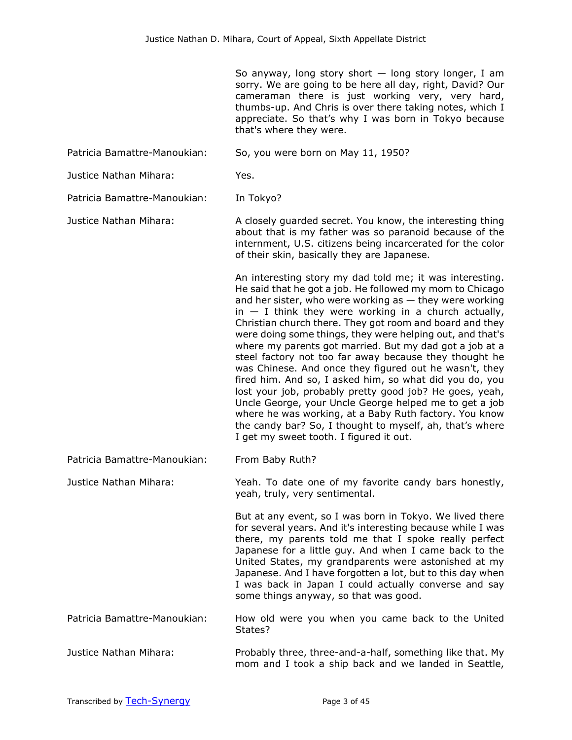So anyway, long story short — long story longer, I am sorry. We are going to be here all day, right, David? Our cameraman there is just working very, very hard, thumbs-up. And Chris is over there taking notes, which I appreciate. So that's why I was born in Tokyo because that's where they were.

**Patricia Bamattre-Manoukian:** So, you were born on May 11, 1950?

**Justice Nathan Mihara:** Yes.

**Patricia Bamattre-Manoukian:** In Tokyo?

**Justice Nathan Mihara:** A closely guarded secret. You know, the interesting thing about that is my father was so paranoid because of the internment, U.S. citizens being incarcerated for the color of their skin, basically they are Japanese.

An interesting story my dad told me; it was interesting. He said that he got a job. He followed my mom to Chicago and her sister, who were working as — they were working in — I think they were working in a church actually, Christian church there. They got room and board and they were doing some things, they were helping out, and that's where my parents got married. But my dad got a job at a steel factory not too far away because they thought he was Chinese. And once they figured out he wasn't, they fired him. And so, I asked him, so what did you do, you lost your job, probably pretty good job? He goes, yeah, Uncle George, your Uncle George helped me to get a job where he was working, at a Baby Ruth factory. You know the candy bar? So, I thought to myself, ah, that's where I get my sweet tooth. I figured it out.

**Patricia Bamattre-Manoukian:** From Baby Ruth?

**Justice Nathan Mihara:** Yeah. To date one of my favorite candy bars honestly, yeah, truly, very sentimental.

But at any event, so I was born in Tokyo. We lived there for several years. And it's interesting because while I was there, my parents told me that I spoke really perfect Japanese for a little guy. And when I came back to the United States, my grandparents were astonished at my Japanese. And I have forgotten a lot, but to this day when I was back in Japan I could actually converse and say some things anyway, so that was good.

**Patricia Bamattre-Manoukian:** How old were you when you came back to the United States?

**Justice Nathan Mihara:** Probably three, three-and-a-half, something like that. My mom and I took a ship back and we landed in Seattle,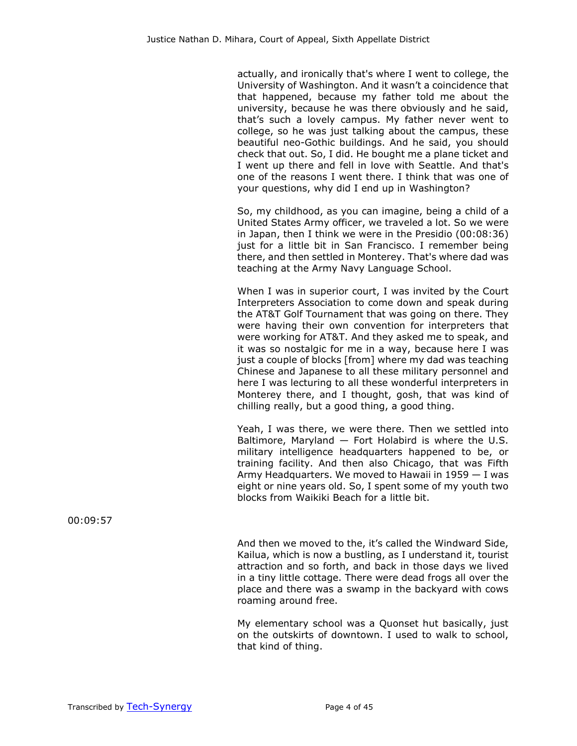actually, and ironically that's where I went to college, the University of Washington. And it wasn't a coincidence that that happened, because my father told me about the university, because he was there obviously and he said, that's such a lovely campus. My father never went to college, so he was just talking about the campus, these beautiful neo-Gothic buildings. And he said, you should check that out. So, I did. He bought me a plane ticket and I went up there and fell in love with Seattle. And that's one of the reasons I went there. I think that was one of your questions, why did I end up in Washington?

So, my childhood, as you can imagine, being a child of a United States Army officer, we traveled a lot. So we were in Japan, then I think we were in the Presidio (00:08:36) just for a little bit in San Francisco. I remember being there, and then settled in Monterey. That's where dad was teaching at the Army Navy Language School.

When I was in superior court, I was invited by the Court Interpreters Association to come down and speak during the AT&T Golf Tournament that was going on there. They were having their own convention for interpreters that were working for AT&T. And they asked me to speak, and it was so nostalgic for me in a way, because here I was just a couple of blocks [from] where my dad was teaching Chinese and Japanese to all these military personnel and here I was lecturing to all these wonderful interpreters in Monterey there, and I thought, gosh, that was kind of chilling really, but a good thing, a good thing.

Yeah, I was there, we were there. Then we settled into Baltimore, Maryland — Fort Holabird is where the U.S. military intelligence headquarters happened to be, or training facility. And then also Chicago, that was Fifth Army Headquarters. We moved to Hawaii in 1959 — I was eight or nine years old. So, I spent some of my youth two blocks from Waikiki Beach for a little bit.

00:09:57

And then we moved to the, it's called the Windward Side, Kailua, which is now a bustling, as I understand it, tourist attraction and so forth, and back in those days we lived in a tiny little cottage. There were dead frogs all over the place and there was a swamp in the backyard with cows roaming around free.

My elementary school was a Quonset hut basically, just on the outskirts of downtown. I used to walk to school, that kind of thing.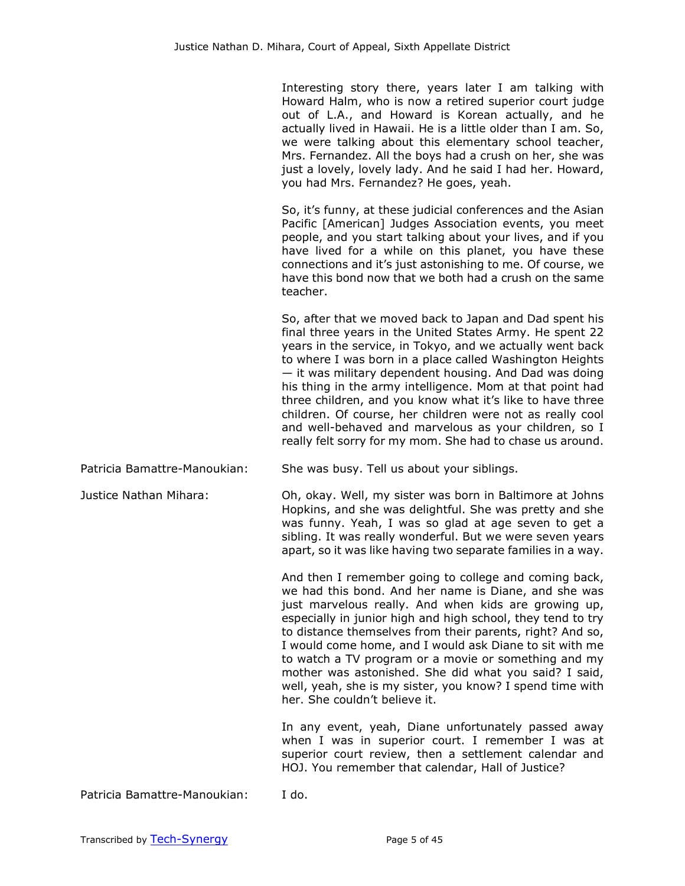Interesting story there, years later I am talking with Howard Halm, who is now a retired superior court judge out of L.A., and Howard is Korean actually, and he actually lived in Hawaii. He is a little older than I am. So, we were talking about this elementary school teacher, Mrs. Fernandez. All the boys had a crush on her, she was just a lovely, lovely lady. And he said I had her. Howard, you had Mrs. Fernandez? He goes, yeah.

So, it's funny, at these judicial conferences and the Asian Pacific [American] Judges Association events, you meet people, and you start talking about your lives, and if you have lived for a while on this planet, you have these connections and it's just astonishing to me. Of course, we have this bond now that we both had a crush on the same teacher.

So, after that we moved back to Japan and Dad spent his final three years in the United States Army. He spent 22 years in the service, in Tokyo, and we actually went back to where I was born in a place called Washington Heights — it was military dependent housing. And Dad was doing his thing in the army intelligence. Mom at that point had three children, and you know what it's like to have three children. Of course, her children were not as really cool and well-behaved and marvelous as your children, so I really felt sorry for my mom. She had to chase us around.

**Patricia Bamattre-Manoukian:** She was busy. Tell us about your siblings.

**Justice Nathan Mihara:** Oh, okay. Well, my sister was born in Baltimore at Johns Hopkins, and she was delightful. She was pretty and she was funny. Yeah, I was so glad at age seven to get a sibling. It was really wonderful. But we were seven years apart, so it was like having two separate families in a way.

And then I remember going to college and coming back, we had this bond. And her name is Diane, and she was just marvelous really. And when kids are growing up, especially in junior high and high school, they tend to try to distance themselves from their parents, right? And so, I would come home, and I would ask Diane to sit with me to watch a TV program or a movie or something and my mother was astonished. She did what you said? I said, well, yeah, she is my sister, you know? I spend time with her. She couldn't believe it.

In any event, yeah, Diane unfortunately passed away when I was in superior court. I remember I was at superior court review, then a settlement calendar and HOJ. You remember that calendar, Hall of Justice?

**Patricia Bamattre-Manoukian:** I do.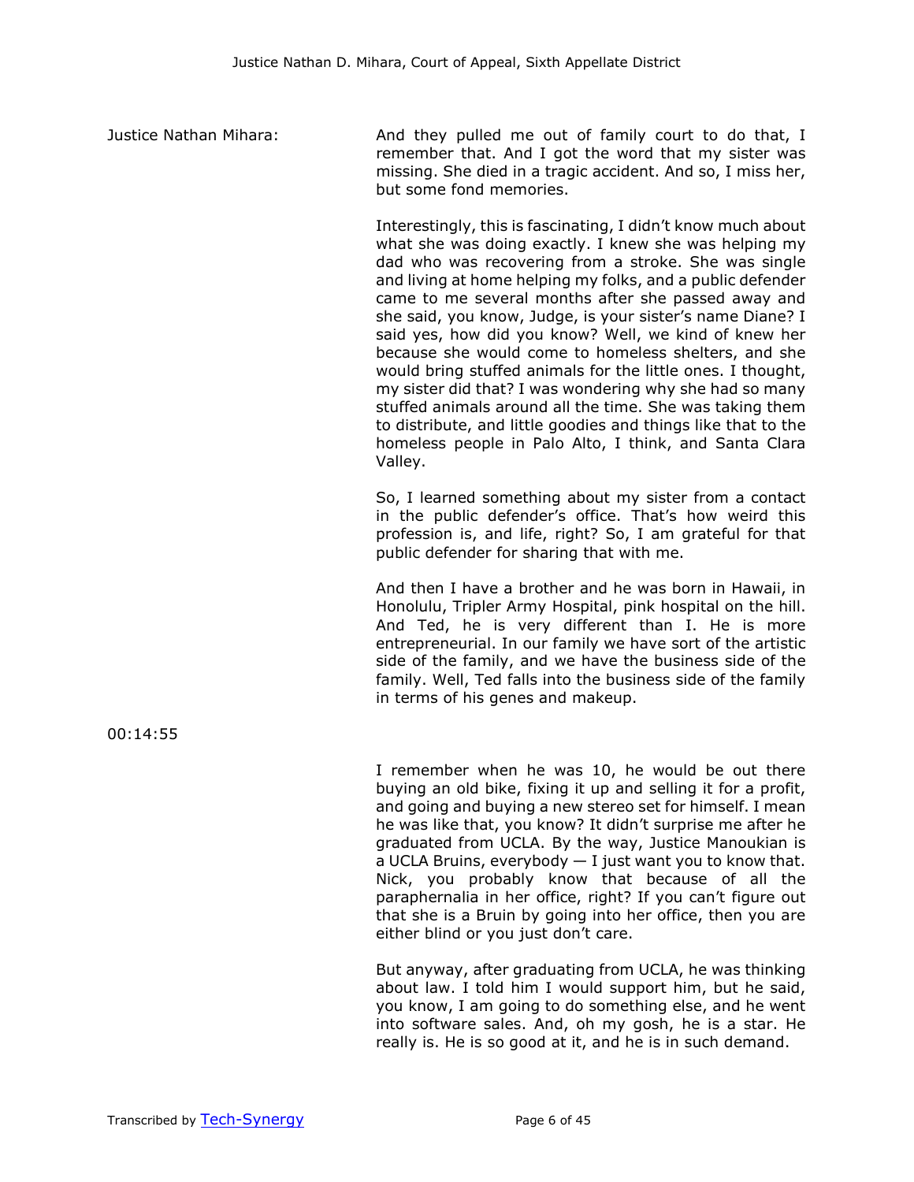Justice Nathan Mihara: And they pulled me out of family court to do that, I remember that. And I got the word that my sister was missing. She died in a tragic accident. And so, I miss her, but some fond memories.

Interestingly, this is fascinating, I didn't know much about what she was doing exactly. I knew she was helping my dad who was recovering from a stroke. She was single and living at home helping my folks, and a public defender came to me several months after she passed away and she said, you know, Judge, is your sister's name Diane? I said yes, how did you know? Well, we kind of knew her because she would come to homeless shelters, and she would bring stuffed animals for the little ones. I thought, my sister did that? I was wondering why she had so many stuffed animals around all the time. She was taking them to distribute, and little goodies and things like that to the homeless people in Palo Alto, I think, and Santa Clara Valley.

So, I learned something about my sister from a contact in the public defender's office. That's how weird this profession is, and life, right? So, I am grateful for that public defender for sharing that with me.

And then I have a brother and he was born in Hawaii, in Honolulu, Tripler Army Hospital, pink hospital on the hill. And Ted, he is very different than I. He is more entrepreneurial. In our family we have sort of the artistic side of the family, and we have the business side of the family. Well, Ted falls into the business side of the family in terms of his genes and makeup.

00:14:55

I remember when he was 10, he would be out there buying an old bike, fixing it up and selling it for a profit, and going and buying a new stereo set for himself. I mean he was like that, you know? It didn't surprise me after he graduated from UCLA. By the way, Justice Manoukian is a UCLA Bruins, everybody — I just want you to know that. Nick, you probably know that because of all the paraphernalia in her office, right? If you can't figure out that she is a Bruin by going into her office, then you are either blind or you just don't care.

But anyway, after graduating from UCLA, he was thinking about law. I told him I would support him, but he said, you know, I am going to do something else, and he went into software sales. And, oh my gosh, he is a star. He really is. He is so good at it, and he is in such demand.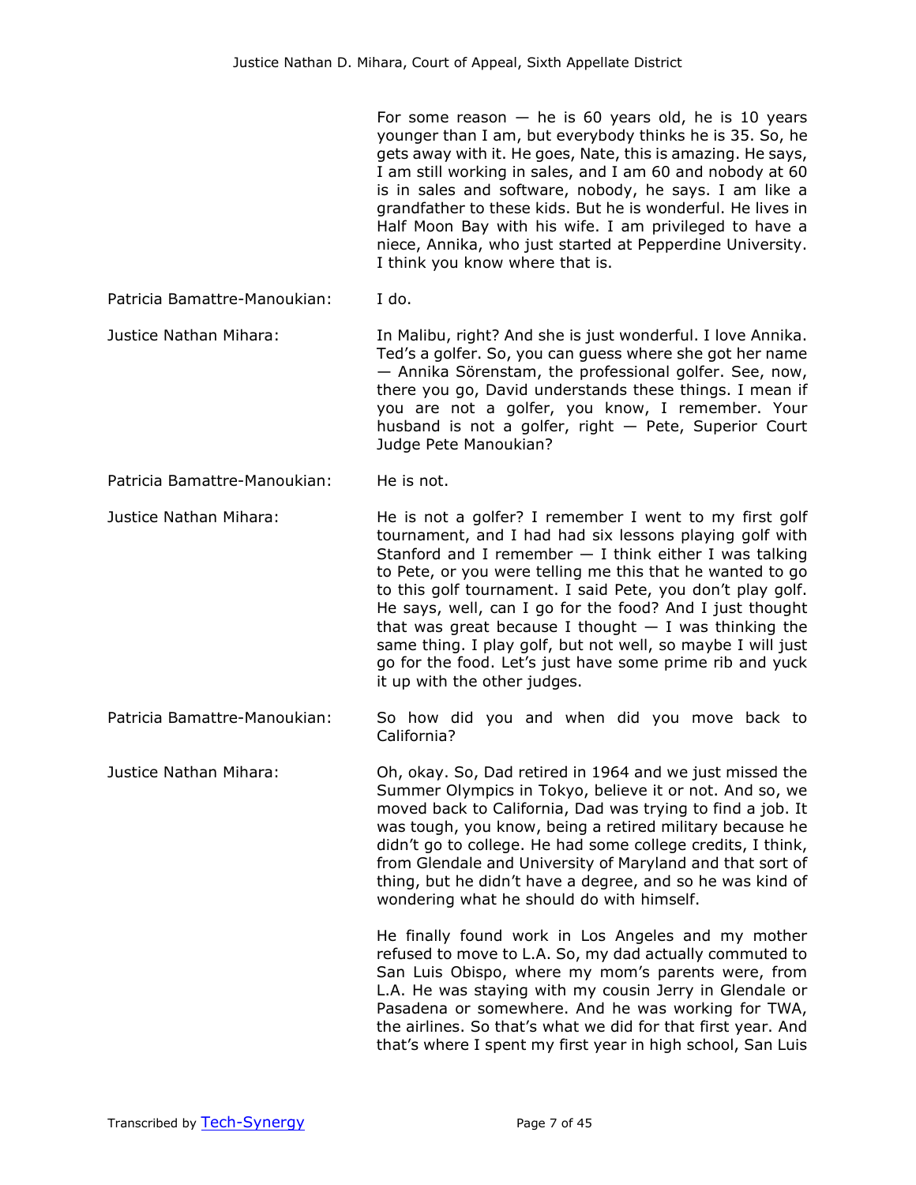For some reason — he is 60 years old, he is 10 years younger than I am, but everybody thinks he is 35. So, he gets away with it. He goes, Nate, this is amazing. He says, I am still working in sales, and I am 60 and nobody at 60 is in sales and software, nobody, he says. I am like a grandfather to these kids. But he is wonderful. He lives in Half Moon Bay with his wife. I am privileged to have a niece, Annika, who just started at Pepperdine University. I think you know where that is.

Patricia Bamattre-Manoukian: I do.

Justice Nathan Mihara: In Malibu, right? And she is just wonderful. I love Annika. Ted's a golfer. So, you can guess where she got her name — Annika Sörenstam, the professional golfer. See, now, there you go, David understands these things. I mean if you are not a golfer, you know, I remember. Your husband is not a golfer, right — Pete, Superior Court Judge Pete Manoukian?

Patricia Bamattre-Manoukian: He is not.

Justice Nathan Mihara: He is not a golfer? I remember I went to my first golf tournament, and I had had six lessons playing golf with Stanford and I remember — I think either I was talking to Pete, or you were telling me this that he wanted to go to this golf tournament. I said Pete, you don't play golf. He says, well, can I go for the food? And I just thought that was great because I thought — I was thinking the same thing. I play golf, but not well, so maybe I will just go for the food. Let's just have some prime rib and yuck it up with the other judges.

Patricia Bamattre-Manoukian: So how did you and when did you move back to California?

Justice Nathan Mihara: Oh, okay. So, Dad retired in 1964 and we just missed the Summer Olympics in Tokyo, believe it or not. And so, we moved back to California, Dad was trying to find a job. It was tough, you know, being a retired military because he didn't go to college. He had some college credits, I think, from Glendale and University of Maryland and that sort of thing, but he didn't have a degree, and so he was kind of wondering what he should do with himself.

He finally found work in Los Angeles and my mother refused to move to L.A. So, my dad actually commuted to San Luis Obispo, where my mom's parents were, from L.A. He was staying with my cousin Jerry in Glendale or Pasadena or somewhere. And he was working for TWA, the airlines. So that's what we did for that first year. And that's where I spent my first year in high school, San Luis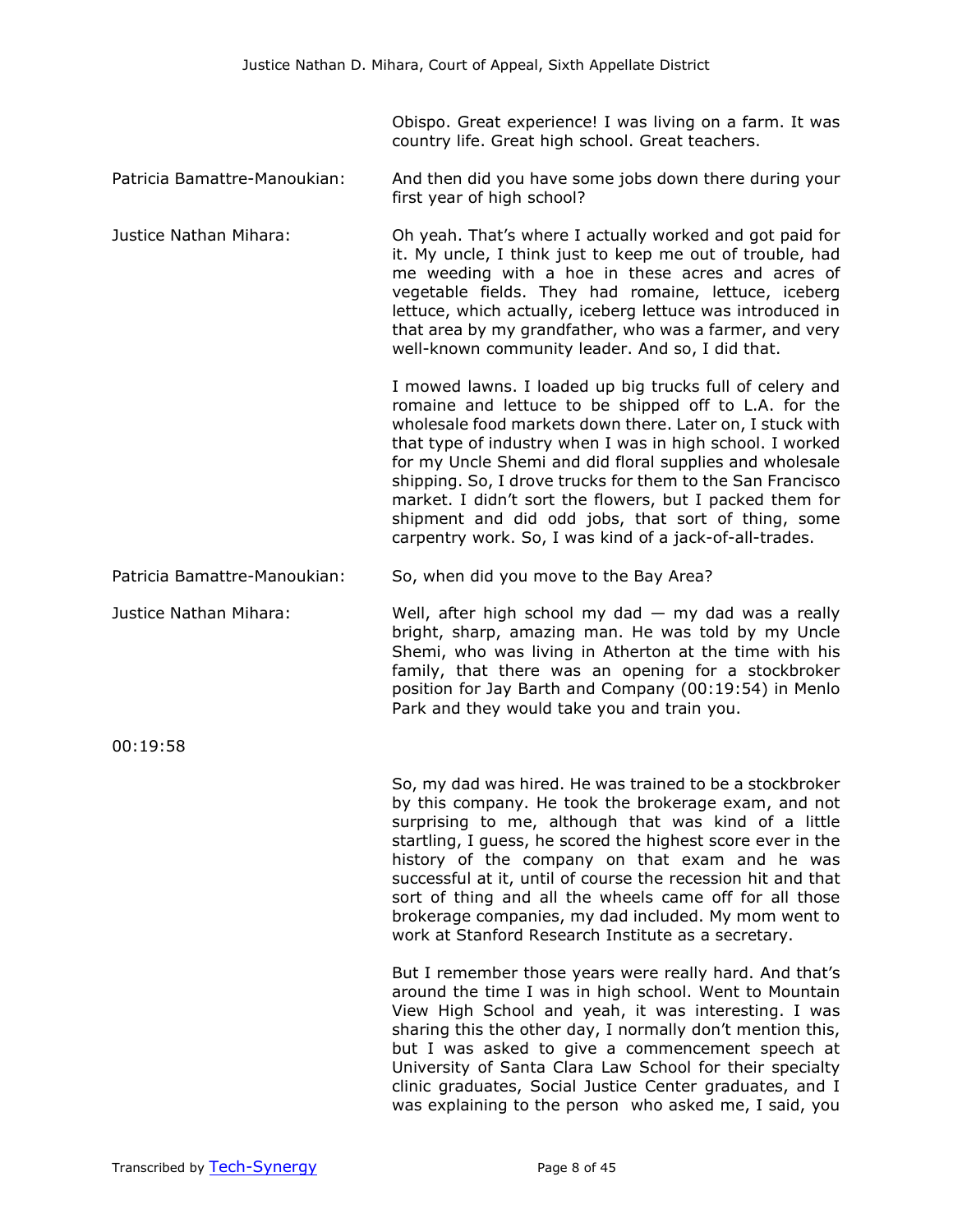Obispo. Great experience! I was living on a farm. It was country life. Great high school. Great teachers.

**Patricia Bamattre-Manoukian:** And then did you have some jobs down there during your first year of high school?

**Justice Nathan Mihara:** Oh yeah. That's where I actually worked and got paid for it. My uncle, I think just to keep me out of trouble, had me weeding with a hoe in these acres and acres of vegetable fields. They had romaine, lettuce, iceberg lettuce, which actually, iceberg lettuce was introduced in that area by my grandfather, who was a farmer, and very well-known community leader. And so, I did that.

I mowed lawns. I loaded up big trucks full of celery and romaine and lettuce to be shipped off to L.A. for the wholesale food markets down there. Later on, I stuck with that type of industry when I was in high school. I worked for my Uncle Shemi and did floral supplies and wholesale shipping. So, I drove trucks for them to the San Francisco market. I didn't sort the flowers, but I packed them for shipment and did odd jobs, that sort of thing, some carpentry work. So, I was kind of a jack-of-all-trades.

**Patricia Bamattre-Manoukian:** So, when did you move to the Bay Area?

**Justice Nathan Mihara:** Well, after high school my dad — my dad was a really bright, sharp, amazing man. He was told by my Uncle Shemi, who was living in Atherton at the time with his family, that there was an opening for a stockbroker position for Jay Barth and Company (00:19:54) in Menlo Park and they would take you and train you.

00:19:58

So, my dad was hired. He was trained to be a stockbroker by this company. He took the brokerage exam, and not surprising to me, although that was kind of a little startling, I guess, he scored the highest score ever in the history of the company on that exam and he was successful at it, until of course the recession hit and that sort of thing and all the wheels came off for all those brokerage companies, my dad included. My mom went to work at Stanford Research Institute as a secretary.

But I remember those years were really hard. And that's around the time I was in high school. Went to Mountain View High School and yeah, it was interesting. I was sharing this the other day, I normally don't mention this, but I was asked to give a commencement speech at University of Santa Clara Law School for their specialty clinic graduates, Social Justice Center graduates, and I was explaining to the person who asked me, I said, you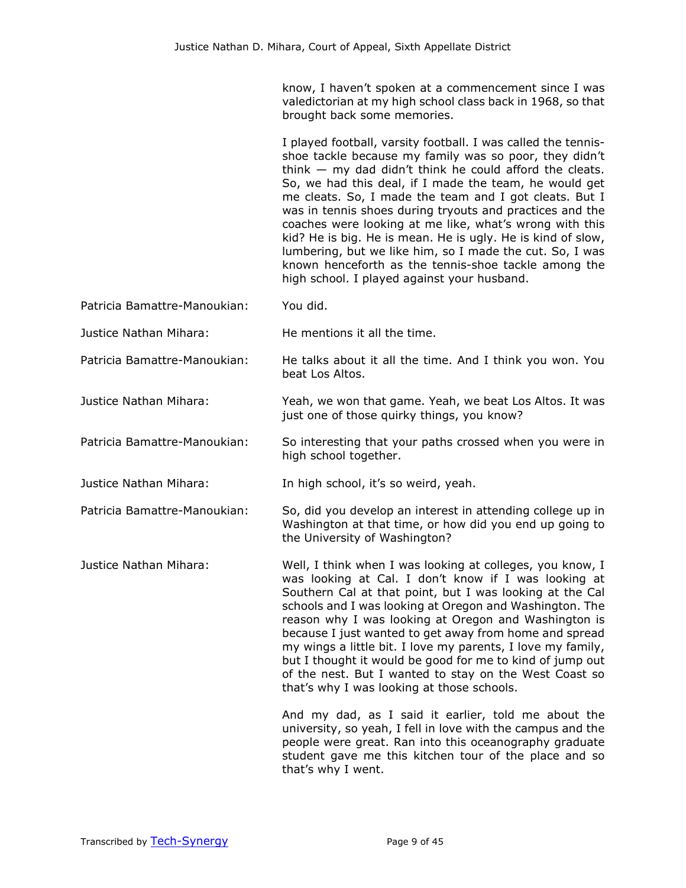know, I haven't spoken at a commencement since I was valedictorian at my high school class back in 1968, so that brought back some memories.

I played football, varsity football. I was called the tennis-shoe tackle because my family was so poor, they didn't think — my dad didn't think he could afford the cleats. So, we had this deal, if I made the team, he would get me cleats. So, I made the team and I got cleats. But I was in tennis shoes during tryouts and practices and the coaches were looking at me like, what's wrong with this kid? He is big. He is mean. He is ugly. He is kind of slow, lumbering, but we like him, so I made the cut. So, I was known henceforth as the tennis-shoe tackle among the high school. I played against your husband.

**Patricia Bamattre-Manoukian:** You did.

**Justice Nathan Mihara:** He mentions it all the time.

**Patricia Bamattre-Manoukian:** He talks about it all the time. And I think you won. You beat Los Altos.

**Justice Nathan Mihara:** Yeah, we won that game. Yeah, we beat Los Altos. It was just one of those quirky things, you know?

**Patricia Bamattre-Manoukian:** So interesting that your paths crossed when you were in high school together.

**Justice Nathan Mihara:** In high school, it's so weird, yeah.

**Patricia Bamattre-Manoukian:** So, did you develop an interest in attending college up in Washington at that time, or how did you end up going to the University of Washington?

**Justice Nathan Mihara:** Well, I think when I was looking at colleges, you know, I was looking at Cal. I don't know if I was looking at Southern Cal at that point, but I was looking at the Cal schools and I was looking at Oregon and Washington. The reason why I was looking at Oregon and Washington is because I just wanted to get away from home and spread my wings a little bit. I love my parents, I love my family, but I thought it would be good for me to kind of jump out of the nest. But I wanted to stay on the West Coast so that's why I was looking at those schools.

And my dad, as I said it earlier, told me about the university, so yeah, I fell in love with the campus and the people were great. Ran into this oceanography graduate student gave me this kitchen tour of the place and so that's why I went.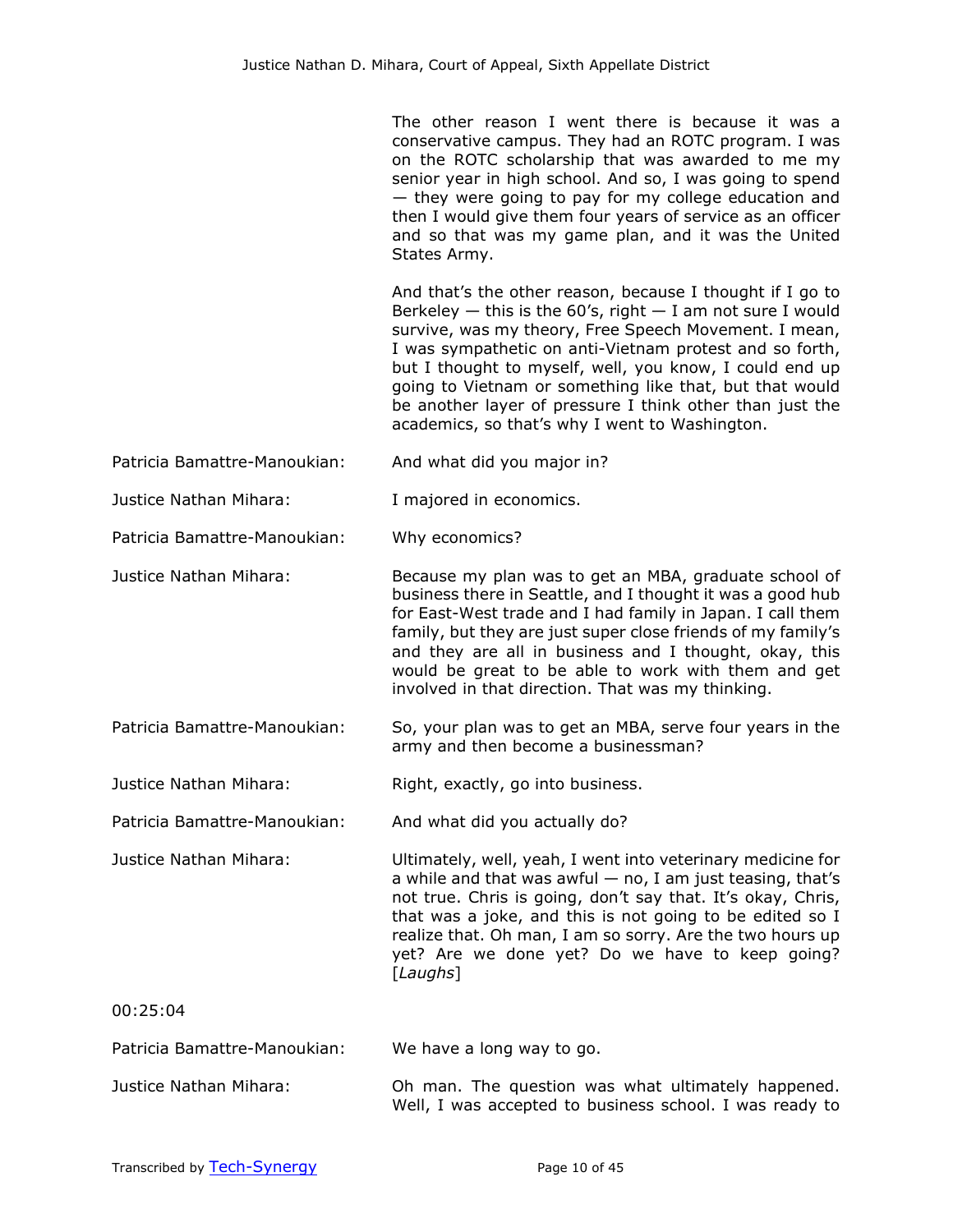The other reason I went there is because it was a conservative campus. They had an ROTC program. I was on the ROTC scholarship that was awarded to me my senior year in high school. And so, I was going to spend — they were going to pay for my college education and then I would give them four years of service as an officer and so that was my game plan, and it was the United States Army.

And that's the other reason, because I thought if I go to Berkeley — this is the 60's, right — I am not sure I would survive, was my theory, Free Speech Movement. I mean, I was sympathetic on anti-Vietnam protest and so forth, but I thought to myself, well, you know, I could end up going to Vietnam or something like that, but that would be another layer of pressure I think other than just the academics, so that's why I went to Washington.

**Patricia Bamattre-Manoukian:** And what did you major in?

**Justice Nathan Mihara:** I majored in economics.

**Patricia Bamattre-Manoukian:** Why economics?

**Justice Nathan Mihara:** Because my plan was to get an MBA, graduate school of business there in Seattle, and I thought it was a good hub for East-West trade and I had family in Japan. I call them family, but they are just super close friends of my family's and they are all in business and I thought, okay, this would be great to be able to work with them and get involved in that direction. That was my thinking.

**Patricia Bamattre-Manoukian:** So, your plan was to get an MBA, serve four years in the army and then become a businessman?

**Justice Nathan Mihara:** Right, exactly, go into business.

**Patricia Bamattre-Manoukian:** And what did you actually do?

**Justice Nathan Mihara:** Ultimately, well, yeah, I went into veterinary medicine for a while and that was awful — no, I am just teasing, that's not true. Chris is going, don't say that. It's okay, Chris, that was a joke, and this is not going to be edited so I realize that. Oh man, I am so sorry. Are the two hours up yet? Are we done yet? Do we have to keep going? [*Laughs*]

00:25:04

**Patricia Bamattre-Manoukian:** We have a long way to go.

**Justice Nathan Mihara:** Oh man. The question was what ultimately happened. Well, I was accepted to business school. I was ready to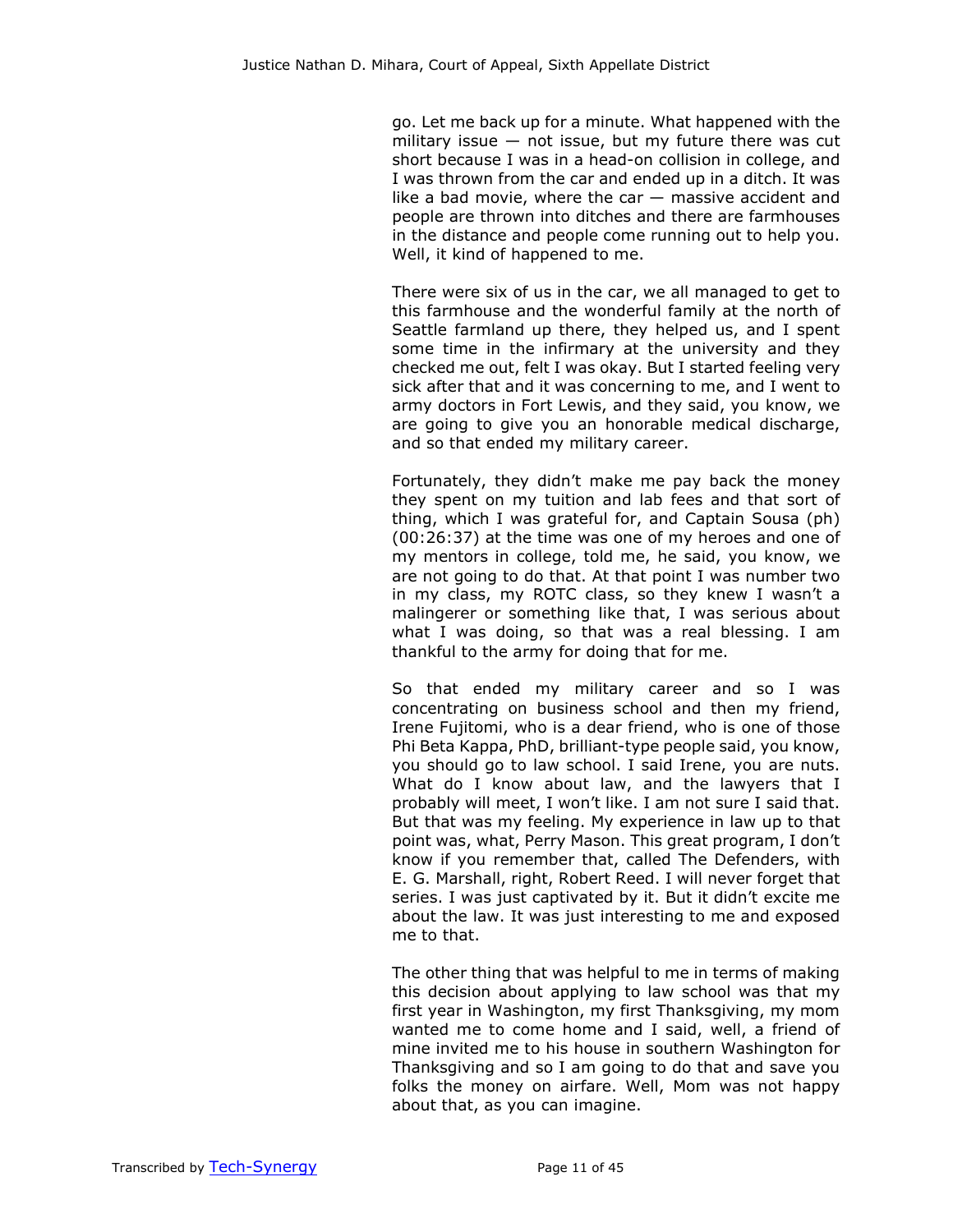go. Let me back up for a minute. What happened with the military issue — not issue, but my future there was cut short because I was in a head-on collision in college, and I was thrown from the car and ended up in a ditch. It was like a bad movie, where the car — massive accident and people are thrown into ditches and there are farmhouses in the distance and people come running out to help you. Well, it kind of happened to me.

There were six of us in the car, we all managed to get to this farmhouse and the wonderful family at the north of Seattle farmland up there, they helped us, and I spent some time in the infirmary at the university and they checked me out, felt I was okay. But I started feeling very sick after that and it was concerning to me, and I went to army doctors in Fort Lewis, and they said, you know, we are going to give you an honorable medical discharge, and so that ended my military career.

Fortunately, they didn't make me pay back the money they spent on my tuition and lab fees and that sort of thing, which I was grateful for, and Captain Sousa (ph) (00:26:37) at the time was one of my heroes and one of my mentors in college, told me, he said, you know, we are not going to do that. At that point I was number two in my class, my ROTC class, so they knew I wasn't a malingerer or something like that, I was serious about what I was doing, so that was a real blessing. I am thankful to the army for doing that for me.

So that ended my military career and so I was concentrating on business school and then my friend, Irene Fujitomi, who is a dear friend, who is one of those Phi Beta Kappa, PhD, brilliant-type people said, you know, you should go to law school. I said Irene, you are nuts. What do I know about law, and the lawyers that I probably will meet, I won't like. I am not sure I said that. But that was my feeling. My experience in law up to that point was, what, Perry Mason. This great program, I don't know if you remember that, called The Defenders, with E. G. Marshall, right, Robert Reed. I will never forget that series. I was just captivated by it. But it didn't excite me about the law. It was just interesting to me and exposed me to that.

The other thing that was helpful to me in terms of making this decision about applying to law school was that my first year in Washington, my first Thanksgiving, my mom wanted me to come home and I said, well, a friend of mine invited me to his house in southern Washington for Thanksgiving and so I am going to do that and save you folks the money on airfare. Well, Mom was not happy about that, as you can imagine.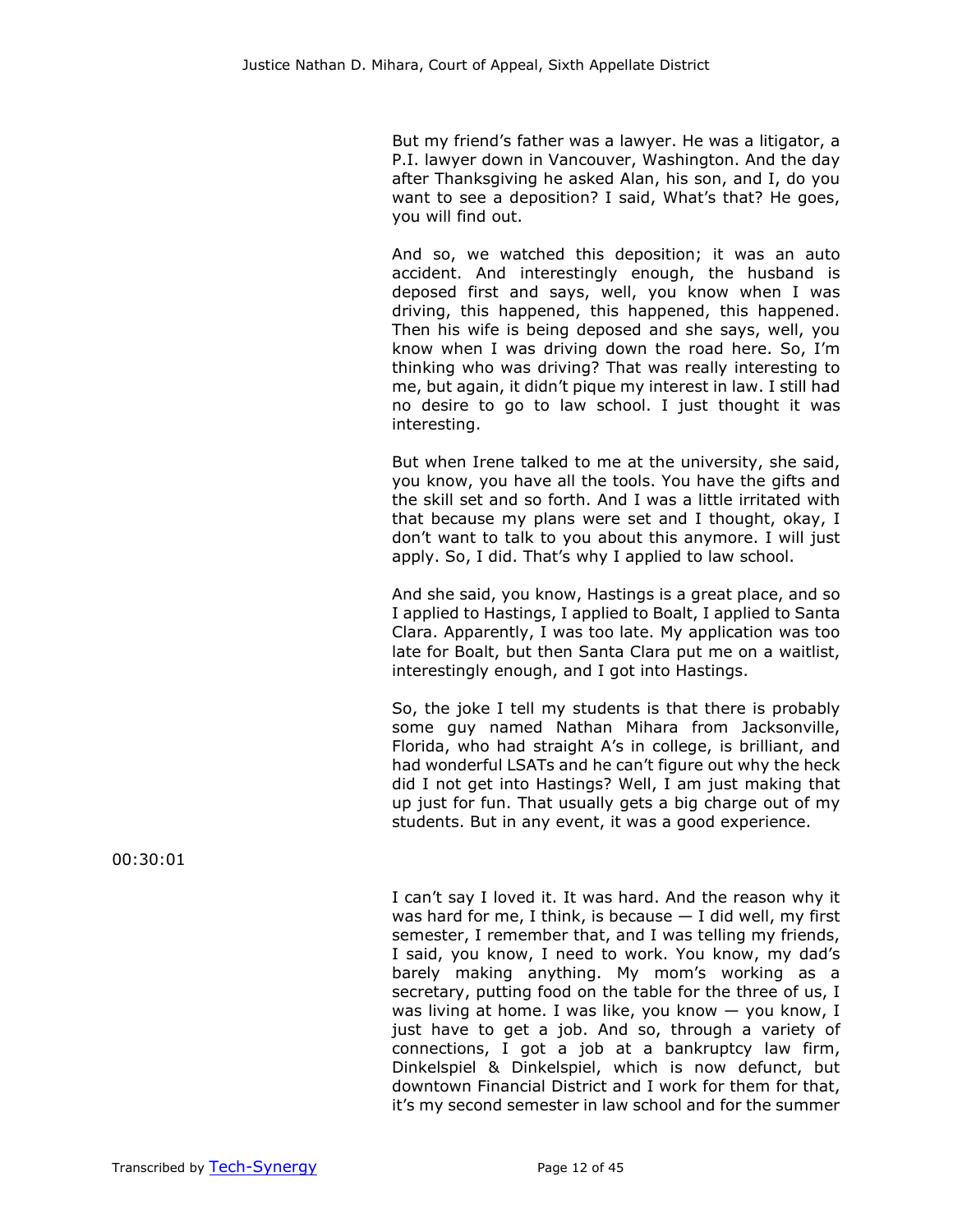But my friend's father was a lawyer. He was a litigator, a P.I. lawyer down in Vancouver, Washington. And the day after Thanksgiving he asked Alan, his son, and I, do you want to see a deposition? I said, What's that? He goes, you will find out.

And so, we watched this deposition; it was an auto accident. And interestingly enough, the husband is deposed first and says, well, you know when I was driving, this happened, this happened, this happened. Then his wife is being deposed and she says, well, you know when I was driving down the road here. So, I'm thinking who was driving? That was really interesting to me, but again, it didn't pique my interest in law. I still had no desire to go to law school. I just thought it was interesting.

But when Irene talked to me at the university, she said, you know, you have all the tools. You have the gifts and the skill set and so forth. And I was a little irritated with that because my plans were set and I thought, okay, I don't want to talk to you about this anymore. I will just apply. So, I did. That's why I applied to law school.

And she said, you know, Hastings is a great place, and so I applied to Hastings, I applied to Boalt, I applied to Santa Clara. Apparently, I was too late. My application was too late for Boalt, but then Santa Clara put me on a waitlist, interestingly enough, and I got into Hastings.

So, the joke I tell my students is that there is probably some guy named Nathan Mihara from Jacksonville, Florida, who had straight A's in college, is brilliant, and had wonderful LSATs and he can't figure out why the heck did I not get into Hastings? Well, I am just making that up just for fun. That usually gets a big charge out of my students. But in any event, it was a good experience.

00:30:01

I can't say I loved it. It was hard. And the reason why it was hard for me, I think, is because — I did well, my first semester, I remember that, and I was telling my friends, I said, you know, I need to work. You know, my dad's barely making anything. My mom's working as a secretary, putting food on the table for the three of us, I was living at home. I was like, you know — you know, I just have to get a job. And so, through a variety of connections, I got a job at a bankruptcy law firm, Dinkelspiel & Dinkelspiel, which is now defunct, but downtown Financial District and I work for them for that, it's my second semester in law school and for the summer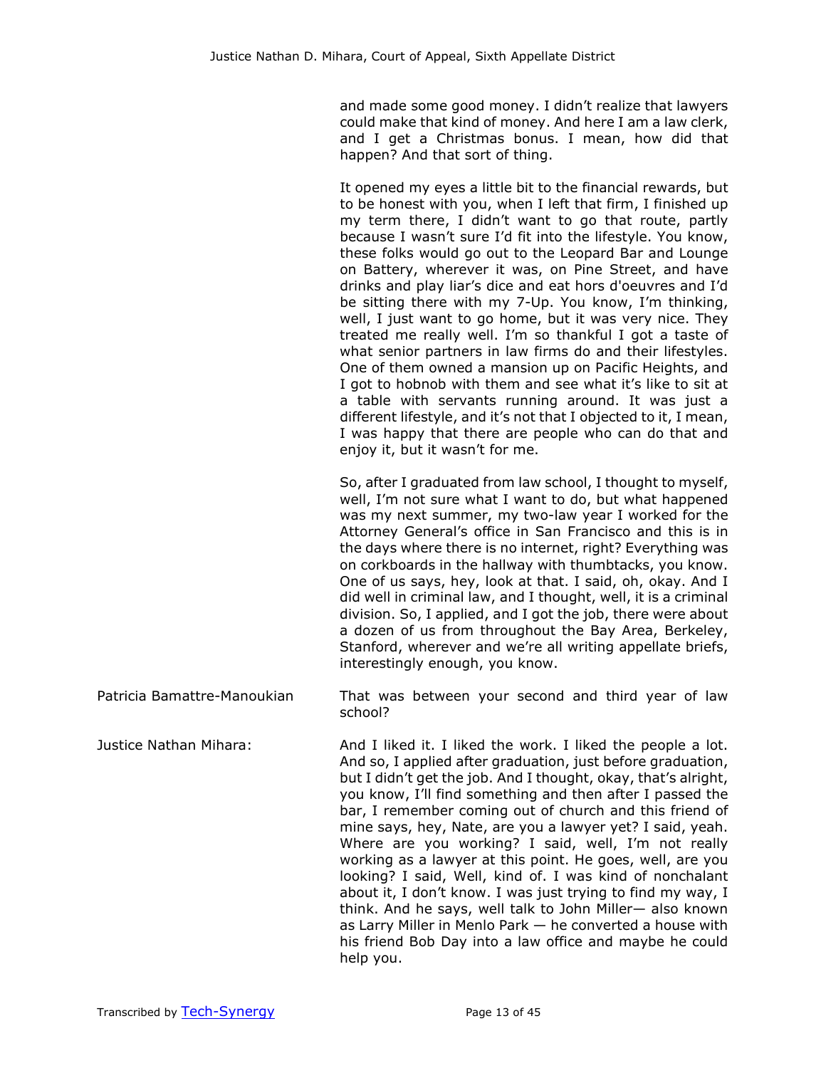and made some good money. I didn't realize that lawyers could make that kind of money. And here I am a law clerk, and I get a Christmas bonus. I mean, how did that happen? And that sort of thing.

It opened my eyes a little bit to the financial rewards, but to be honest with you, when I left that firm, I finished up my term there, I didn't want to go that route, partly because I wasn't sure I'd fit into the lifestyle. You know, these folks would go out to the Leopard Bar and Lounge on Battery, wherever it was, on Pine Street, and have drinks and play liar's dice and eat hors d'oeuvres and I'd be sitting there with my 7-Up. You know, I'm thinking, well, I just want to go home, but it was very nice. They treated me really well. I'm so thankful I got a taste of what senior partners in law firms do and their lifestyles. One of them owned a mansion up on Pacific Heights, and I got to hobnob with them and see what it's like to sit at a table with servants running around. It was just a different lifestyle, and it's not that I objected to it, I mean, I was happy that there are people who can do that and enjoy it, but it wasn't for me.

So, after I graduated from law school, I thought to myself, well, I'm not sure what I want to do, but what happened was my next summer, my two-law year I worked for the Attorney General's office in San Francisco and this is in the days where there is no internet, right? Everything was on corkboards in the hallway with thumbtacks, you know. One of us says, hey, look at that. I said, oh, okay. And I did well in criminal law, and I thought, well, it is a criminal division. So, I applied, and I got the job, there were about a dozen of us from throughout the Bay Area, Berkeley, Stanford, wherever and we're all writing appellate briefs, interestingly enough, you know.

**Patricia Bamattre-Manoukian** That was between your second and third year of law school?

**Justice Nathan Mihara:** And I liked it. I liked the work. I liked the people a lot. And so, I applied after graduation, just before graduation, but I didn't get the job. And I thought, okay, that's alright, you know, I'll find something and then after I passed the bar, I remember coming out of church and this friend of mine says, hey, Nate, are you a lawyer yet? I said, yeah. Where are you working? I said, well, I'm not really working as a lawyer at this point. He goes, well, are you looking? I said, Well, kind of. I was kind of nonchalant about it, I don't know. I was just trying to find my way, I think. And he says, well talk to John Miller— also known as Larry Miller in Menlo Park — he converted a house with his friend Bob Day into a law office and maybe he could help you.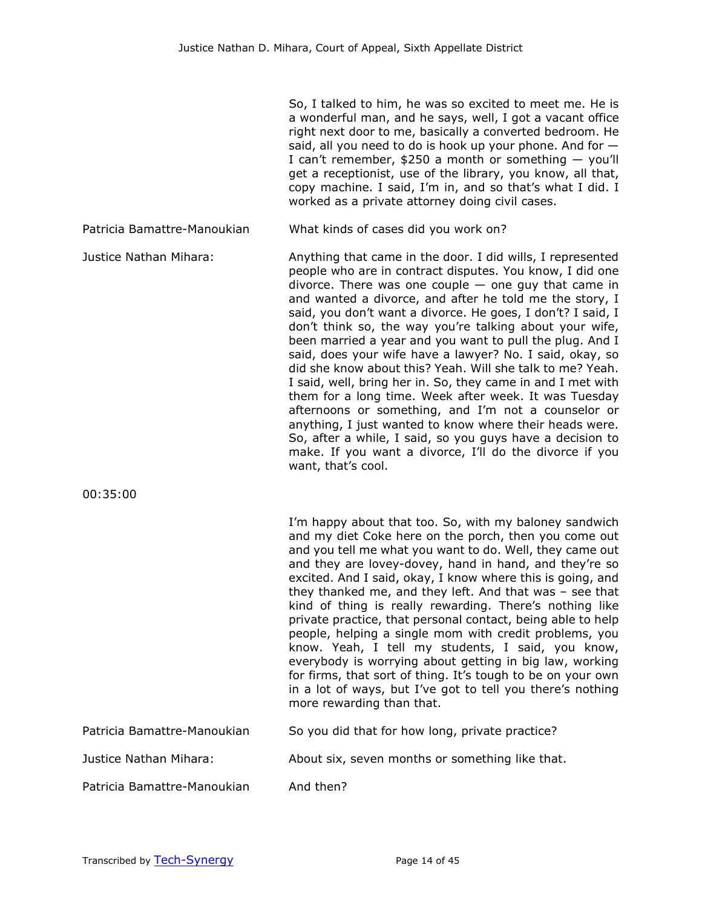So, I talked to him, he was so excited to meet me. He is a wonderful man, and he says, well, I got a vacant office right next door to me, basically a converted bedroom. He said, all you need to do is hook up your phone. And for — I can't remember, $250 a month or something — you'll get a receptionist, use of the library, you know, all that, copy machine. I said, I'm in, and so that's what I did. I worked as a private attorney doing civil cases.

**Patricia Bamattre-Manoukian:** What kinds of cases did you work on?

**Justice Nathan Mihara:** Anything that came in the door. I did wills, I represented people who are in contract disputes. You know, I did one divorce. There was one couple — one guy that came in and wanted a divorce, and after he told me the story, I said, you don't want a divorce. He goes, I don't? I said, I don't think so, the way you're talking about your wife, been married a year and you want to pull the plug. And I said, does your wife have a lawyer? No. I said, okay, so did she know about this? Yeah. Will she talk to me? Yeah. I said, well, bring her in. So, they came in and I met with them for a long time. Week after week. It was Tuesday afternoons or something, and I'm not a counselor or anything, I just wanted to know where their heads were. So, after a while, I said, so you guys have a decision to make. If you want a divorce, I'll do the divorce if you want, that's cool.

00:35:00

I'm happy about that too. So, with my baloney sandwich and my diet Coke here on the porch, then you come out and you tell me what you want to do. Well, they came out and they are lovey-dovey, hand in hand, and they're so excited. And I said, okay, I know where this is going, and they thanked me, and they left. And that was – see that kind of thing is really rewarding. There's nothing like private practice, that personal contact, being able to help people, helping a single mom with credit problems, you know. Yeah, I tell my students, I said, you know, everybody is worrying about getting in big law, working for firms, that sort of thing. It's tough to be on your own in a lot of ways, but I've got to tell you there's nothing more rewarding than that.

**Patricia Bamattre-Manoukian:** So you did that for how long, private practice?

**Justice Nathan Mihara:** About six, seven months or something like that.

**Patricia Bamattre-Manoukian:** And then?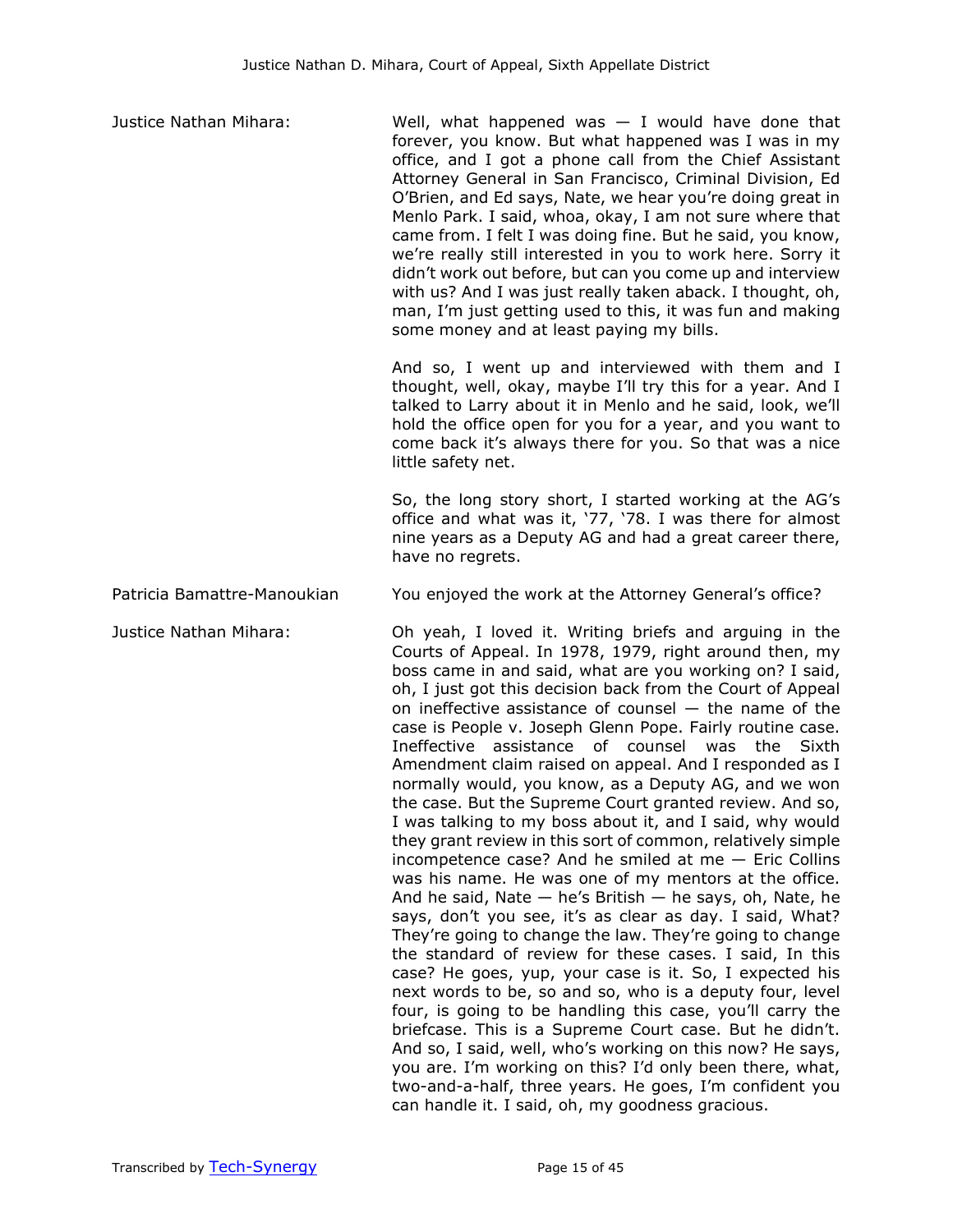Justice Nathan Mihara: Well, what happened was — I would have done that forever, you know. But what happened was I was in my office, and I got a phone call from the Chief Assistant Attorney General in San Francisco, Criminal Division, Ed O'Brien, and Ed says, Nate, we hear you're doing great in Menlo Park. I said, whoa, okay, I am not sure where that came from. I felt I was doing fine. But he said, you know, we're really still interested in you to work here. Sorry it didn't work out before, but can you come up and interview with us? And I was just really taken aback. I thought, oh, man, I'm just getting used to this, it was fun and making some money and at least paying my bills.

And so, I went up and interviewed with them and I thought, well, okay, maybe I'll try this for a year. And I talked to Larry about it in Menlo and he said, look, we'll hold the office open for you for a year, and you want to come back it's always there for you. So that was a nice little safety net.

So, the long story short, I started working at the AG's office and what was it, '77, '78. I was there for almost nine years as a Deputy AG and had a great career there, have no regrets.

Patricia Bamattre-Manoukian You enjoyed the work at the Attorney General's office?

Justice Nathan Mihara: Oh yeah, I loved it. Writing briefs and arguing in the Courts of Appeal. In 1978, 1979, right around then, my boss came in and said, what are you working on? I said, oh, I just got this decision back from the Court of Appeal on ineffective assistance of counsel — the name of the case is People v. Joseph Glenn Pope. Fairly routine case. Ineffective assistance of counsel was the Sixth Amendment claim raised on appeal. And I responded as I normally would, you know, as a Deputy AG, and we won the case. But the Supreme Court granted review. And so, I was talking to my boss about it, and I said, why would they grant review in this sort of common, relatively simple incompetence case? And he smiled at me — Eric Collins was his name. He was one of my mentors at the office. And he said, Nate — he's British — he says, oh, Nate, he says, don't you see, it's as clear as day. I said, What? They're going to change the law. They're going to change the standard of review for these cases. I said, In this case? He goes, yup, your case is it. So, I expected his next words to be, so and so, who is a deputy four, level four, is going to be handling this case, you'll carry the briefcase. This is a Supreme Court case. But he didn't. And so, I said, well, who's working on this now? He says, you are. I'm working on this? I'd only been there, what, two-and-a-half, three years. He goes, I'm confident you can handle it. I said, oh, my goodness gracious.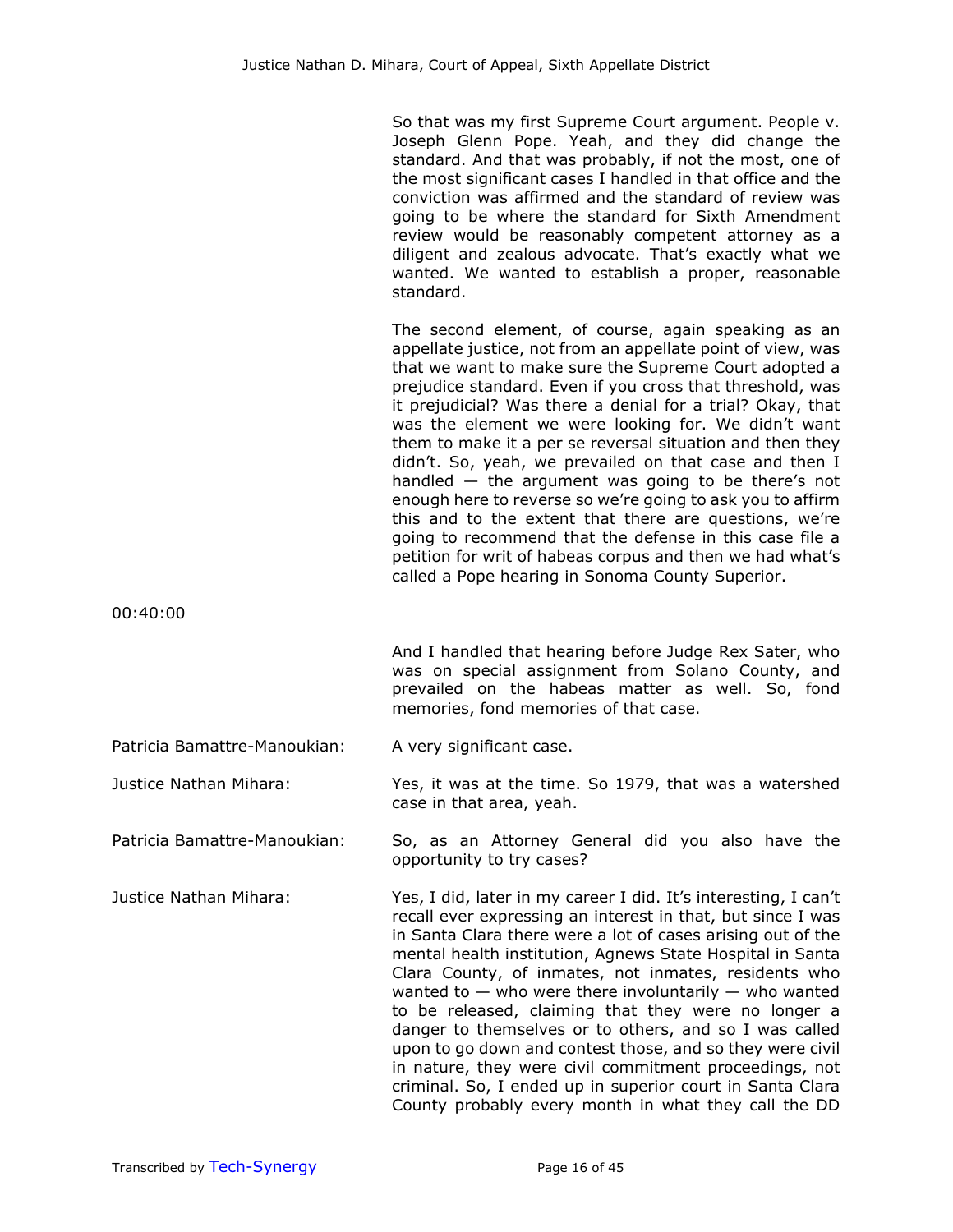So that was my first Supreme Court argument. People v. Joseph Glenn Pope. Yeah, and they did change the standard. And that was probably, if not the most, one of the most significant cases I handled in that office and the conviction was affirmed and the standard of review was going to be where the standard for Sixth Amendment review would be reasonably competent attorney as a diligent and zealous advocate. That's exactly what we wanted. We wanted to establish a proper, reasonable standard.

The second element, of course, again speaking as an appellate justice, not from an appellate point of view, was that we want to make sure the Supreme Court adopted a prejudice standard. Even if you cross that threshold, was it prejudicial? Was there a denial for a trial? Okay, that was the element we were looking for. We didn't want them to make it a per se reversal situation and then they didn't. So, yeah, we prevailed on that case and then I handled — the argument was going to be there's not enough here to reverse so we're going to ask you to affirm this and to the extent that there are questions, we're going to recommend that the defense in this case file a petition for writ of habeas corpus and then we had what's called a Pope hearing in Sonoma County Superior.

00:40:00

And I handled that hearing before Judge Rex Sater, who was on special assignment from Solano County, and prevailed on the habeas matter as well. So, fond memories, fond memories of that case.

Patricia Bamattre-Manoukian: A very significant case.

Justice Nathan Mihara: Yes, it was at the time. So 1979, that was a watershed case in that area, yeah.

Patricia Bamattre-Manoukian: So, as an Attorney General did you also have the opportunity to try cases?

Justice Nathan Mihara: Yes, I did, later in my career I did. It's interesting, I can't recall ever expressing an interest in that, but since I was in Santa Clara there were a lot of cases arising out of the mental health institution, Agnews State Hospital in Santa Clara County, of inmates, not inmates, residents who wanted to — who were there involuntarily — who wanted to be released, claiming that they were no longer a danger to themselves or to others, and so I was called upon to go down and contest those, and so they were civil in nature, they were civil commitment proceedings, not criminal. So, I ended up in superior court in Santa Clara County probably every month in what they call the DD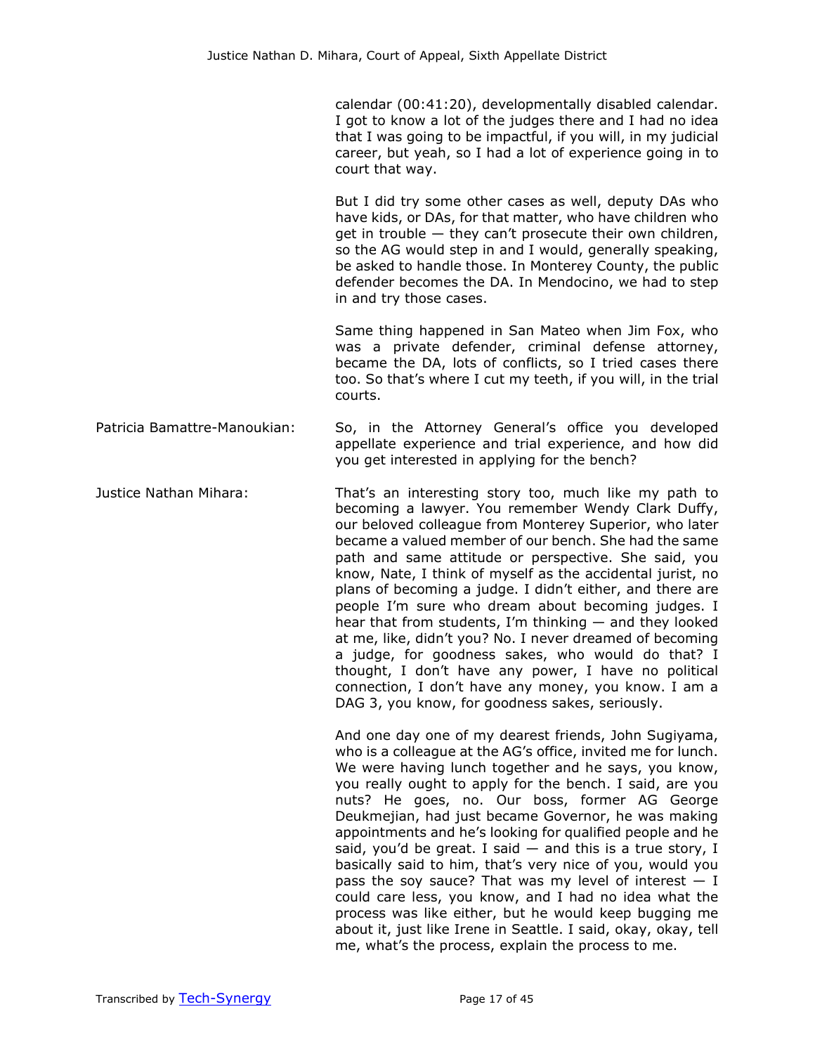calendar (00:41:20), developmentally disabled calendar. I got to know a lot of the judges there and I had no idea that I was going to be impactful, if you will, in my judicial career, but yeah, so I had a lot of experience going in to court that way.

But I did try some other cases as well, deputy DAs who have kids, or DAs, for that matter, who have children who get in trouble — they can't prosecute their own children, so the AG would step in and I would, generally speaking, be asked to handle those. In Monterey County, the public defender becomes the DA. In Mendocino, we had to step in and try those cases.

Same thing happened in San Mateo when Jim Fox, who was a private defender, criminal defense attorney, became the DA, lots of conflicts, so I tried cases there too. So that's where I cut my teeth, if you will, in the trial courts.

Patricia Bamattre-Manoukian: So, in the Attorney General's office you developed appellate experience and trial experience, and how did you get interested in applying for the bench?

Justice Nathan Mihara: That's an interesting story too, much like my path to becoming a lawyer. You remember Wendy Clark Duffy, our beloved colleague from Monterey Superior, who later became a valued member of our bench. She had the same path and same attitude or perspective. She said, you know, Nate, I think of myself as the accidental jurist, no plans of becoming a judge. I didn't either, and there are people I'm sure who dream about becoming judges. I hear that from students, I'm thinking — and they looked at me, like, didn't you? No. I never dreamed of becoming a judge, for goodness sakes, who would do that? I thought, I don't have any power, I have no political connection, I don't have any money, you know. I am a DAG 3, you know, for goodness sakes, seriously.

And one day one of my dearest friends, John Sugiyama, who is a colleague at the AG's office, invited me for lunch. We were having lunch together and he says, you know, you really ought to apply for the bench. I said, are you nuts? He goes, no. Our boss, former AG George Deukmejian, had just became Governor, he was making appointments and he's looking for qualified people and he said, you'd be great. I said — and this is a true story, I basically said to him, that's very nice of you, would you pass the soy sauce? That was my level of interest — I could care less, you know, and I had no idea what the process was like either, but he would keep bugging me about it, just like Irene in Seattle. I said, okay, okay, tell me, what's the process, explain the process to me.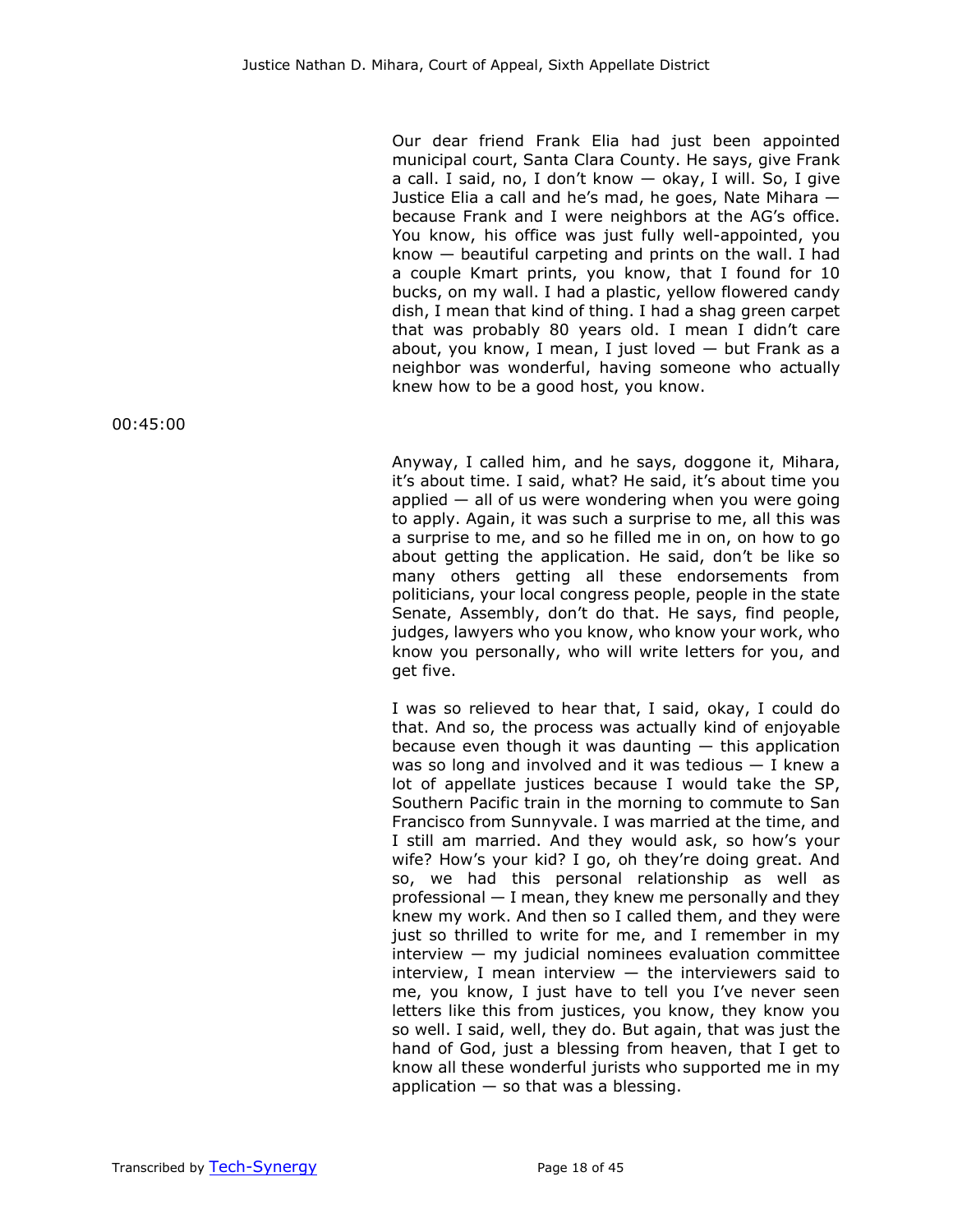Our dear friend Frank Elia had just been appointed municipal court, Santa Clara County. He says, give Frank a call. I said, no, I don't know — okay, I will. So, I give Justice Elia a call and he's mad, he goes, Nate Mihara — because Frank and I were neighbors at the AG's office. You know, his office was just fully well-appointed, you know — beautiful carpeting and prints on the wall. I had a couple Kmart prints, you know, that I found for 10 bucks, on my wall. I had a plastic, yellow flowered candy dish, I mean that kind of thing. I had a shag green carpet that was probably 80 years old. I mean I didn't care about, you know, I mean, I just loved — but Frank as a neighbor was wonderful, having someone who actually knew how to be a good host, you know.

00:45:00

Anyway, I called him, and he says, doggone it, Mihara, it's about time. I said, what? He said, it's about time you applied — all of us were wondering when you were going to apply. Again, it was such a surprise to me, all this was a surprise to me, and so he filled me in on, on how to go about getting the application. He said, don't be like so many others getting all these endorsements from politicians, your local congress people, people in the state Senate, Assembly, don't do that. He says, find people, judges, lawyers who you know, who know your work, who know you personally, who will write letters for you, and get five.

I was so relieved to hear that, I said, okay, I could do that. And so, the process was actually kind of enjoyable because even though it was daunting — this application was so long and involved and it was tedious — I knew a lot of appellate justices because I would take the SP, Southern Pacific train in the morning to commute to San Francisco from Sunnyvale. I was married at the time, and I still am married. And they would ask, so how's your wife? How's your kid? I go, oh they're doing great. And so, we had this personal relationship as well as professional — I mean, they knew me personally and they knew my work. And then so I called them, and they were just so thrilled to write for me, and I remember in my interview — my judicial nominees evaluation committee interview, I mean interview — the interviewers said to me, you know, I just have to tell you I've never seen letters like this from justices, you know, they know you so well. I said, well, they do. But again, that was just the hand of God, just a blessing from heaven, that I get to know all these wonderful jurists who supported me in my application — so that was a blessing.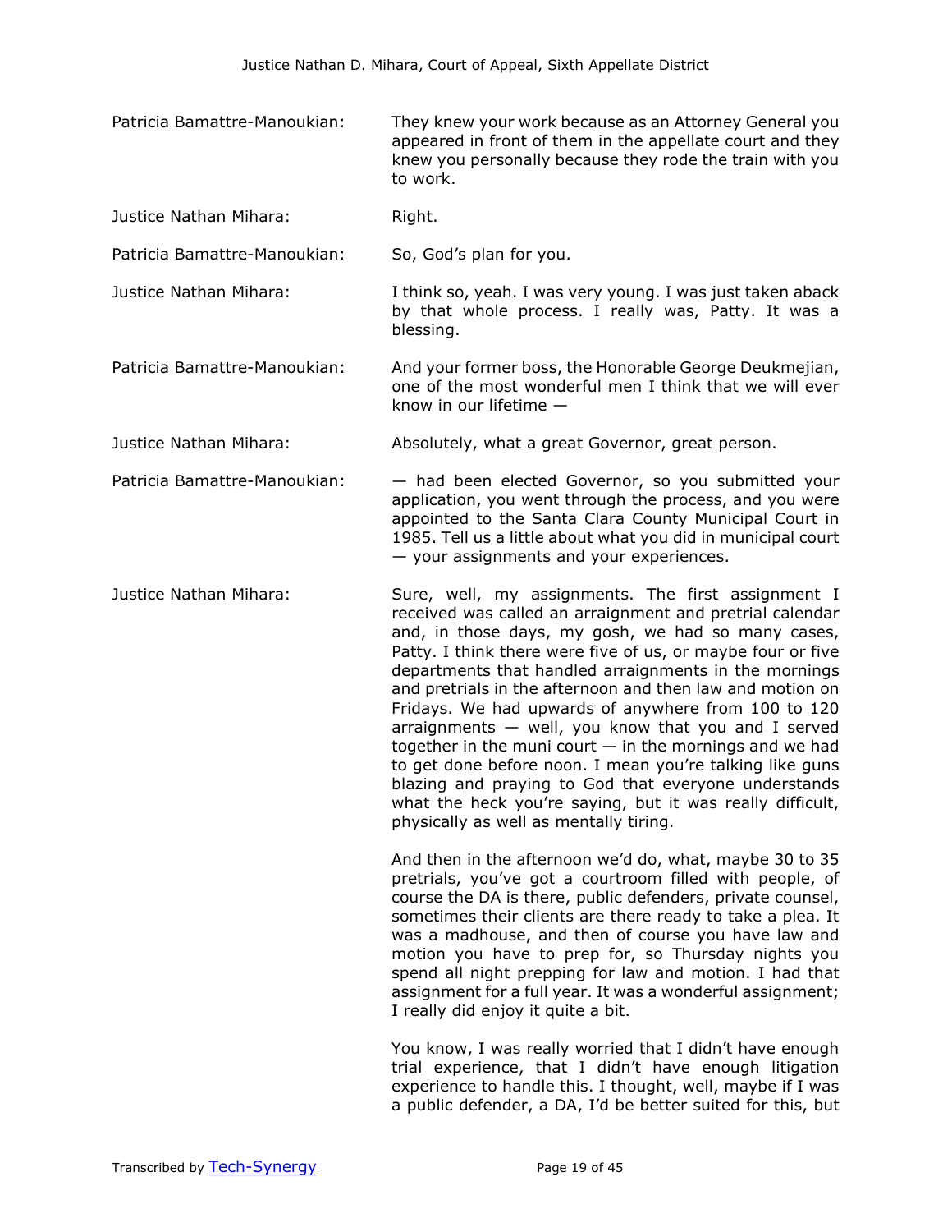**Patricia Bamattre-Manoukian:** They knew your work because as an Attorney General you appeared in front of them in the appellate court and they knew you personally because they rode the train with you to work.

**Justice Nathan Mihara:** Right.

**Patricia Bamattre-Manoukian:** So, God's plan for you.

**Justice Nathan Mihara:** I think so, yeah. I was very young. I was just taken aback by that whole process. I really was, Patty. It was a blessing.

**Patricia Bamattre-Manoukian:** And your former boss, the Honorable George Deukmejian, one of the most wonderful men I think that we will ever know in our lifetime —

**Justice Nathan Mihara:** Absolutely, what a great Governor, great person.

**Patricia Bamattre-Manoukian:** — had been elected Governor, so you submitted your application, you went through the process, and you were appointed to the Santa Clara County Municipal Court in 1985. Tell us a little about what you did in municipal court — your assignments and your experiences.

**Justice Nathan Mihara:** Sure, well, my assignments. The first assignment I received was called an arraignment and pretrial calendar and, in those days, my gosh, we had so many cases, Patty. I think there were five of us, or maybe four or five departments that handled arraignments in the mornings and pretrials in the afternoon and then law and motion on Fridays. We had upwards of anywhere from 100 to 120 arraignments — well, you know that you and I served together in the muni court — in the mornings and we had to get done before noon. I mean you're talking like guns blazing and praying to God that everyone understands what the heck you're saying, but it was really difficult, physically as well as mentally tiring.

And then in the afternoon we'd do, what, maybe 30 to 35 pretrials, you've got a courtroom filled with people, of course the DA is there, public defenders, private counsel, sometimes their clients are there ready to take a plea. It was a madhouse, and then of course you have law and motion you have to prep for, so Thursday nights you spend all night prepping for law and motion. I had that assignment for a full year. It was a wonderful assignment; I really did enjoy it quite a bit.

You know, I was really worried that I didn't have enough trial experience, that I didn't have enough litigation experience to handle this. I thought, well, maybe if I was a public defender, a DA, I'd be better suited for this, but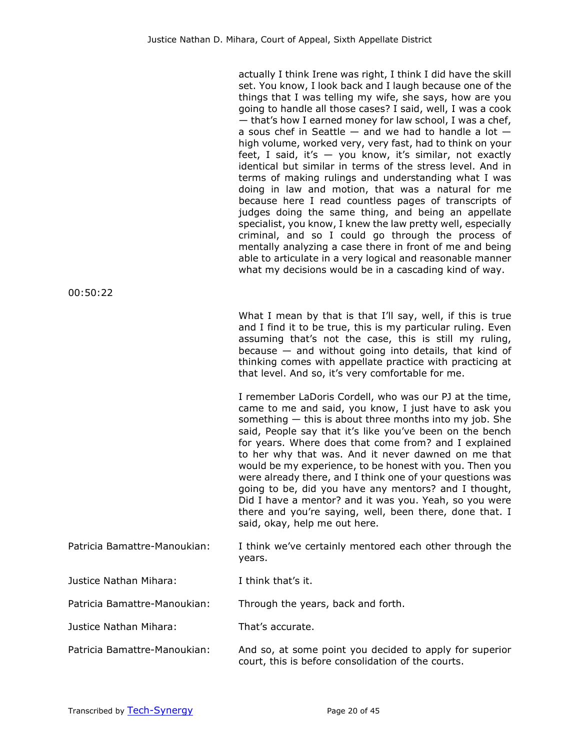actually I think Irene was right, I think I did have the skill set. You know, I look back and I laugh because one of the things that I was telling my wife, she says, how are you going to handle all those cases? I said, well, I was a cook — that's how I earned money for law school, I was a chef, a sous chef in Seattle — and we had to handle a lot — high volume, worked very, very fast, had to think on your feet, I said, it's — you know, it's similar, not exactly identical but similar in terms of the stress level. And in terms of making rulings and understanding what I was doing in law and motion, that was a natural for me because here I read countless pages of transcripts of judges doing the same thing, and being an appellate specialist, you know, I knew the law pretty well, especially criminal, and so I could go through the process of mentally analyzing a case there in front of me and being able to articulate in a very logical and reasonable manner what my decisions would be in a cascading kind of way.

00:50:22

What I mean by that is that I'll say, well, if this is true and I find it to be true, this is my particular ruling. Even assuming that's not the case, this is still my ruling, because — and without going into details, that kind of thinking comes with appellate practice with practicing at that level. And so, it's very comfortable for me.

I remember LaDoris Cordell, who was our PJ at the time, came to me and said, you know, I just have to ask you something — this is about three months into my job. She said, People say that it's like you've been on the bench for years. Where does that come from? and I explained to her why that was. And it never dawned on me that would be my experience, to be honest with you. Then you were already there, and I think one of your questions was going to be, did you have any mentors? and I thought, Did I have a mentor? and it was you. Yeah, so you were there and you're saying, well, been there, done that. I said, okay, help me out here.

Patricia Bamattre-Manoukian: I think we've certainly mentored each other through the years.

Justice Nathan Mihara: I think that's it.

Patricia Bamattre-Manoukian: Through the years, back and forth.

Justice Nathan Mihara: That's accurate.

Patricia Bamattre-Manoukian: And so, at some point you decided to apply for superior court, this is before consolidation of the courts.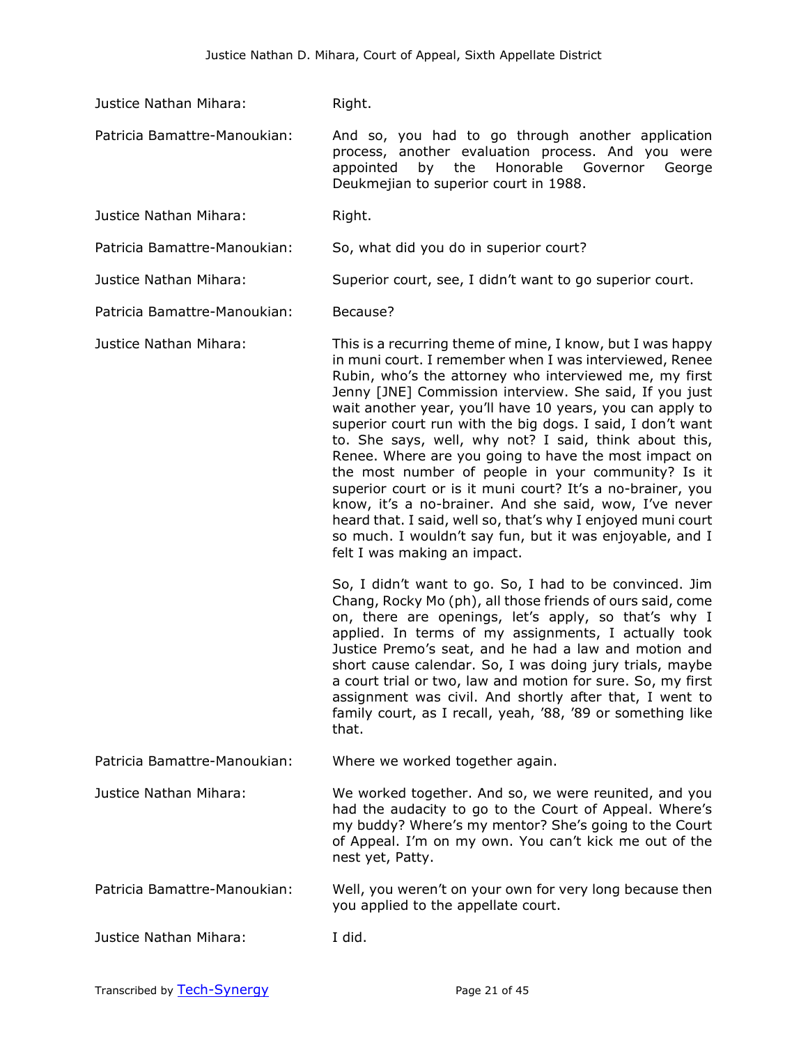Justice Nathan Mihara: Right.

Patricia Bamattre-Manoukian: And so, you had to go through another application process, another evaluation process. And you were appointed by the Honorable Governor George Deukmejian to superior court in 1988.

Justice Nathan Mihara: Right.

Patricia Bamattre-Manoukian: So, what did you do in superior court?

Justice Nathan Mihara: Superior court, see, I didn't want to go superior court.

Patricia Bamattre-Manoukian: Because?

Justice Nathan Mihara: This is a recurring theme of mine, I know, but I was happy in muni court. I remember when I was interviewed, Renee Rubin, who's the attorney who interviewed me, my first Jenny [JNE] Commission interview. She said, If you just wait another year, you'll have 10 years, you can apply to superior court run with the big dogs. I said, I don't want to. She says, well, why not? I said, think about this, Renee. Where are you going to have the most impact on the most number of people in your community? Is it superior court or is it muni court? It's a no-brainer, you know, it's a no-brainer. And she said, wow, I've never heard that. I said, well so, that's why I enjoyed muni court so much. I wouldn't say fun, but it was enjoyable, and I felt I was making an impact.

So, I didn't want to go. So, I had to be convinced. Jim Chang, Rocky Mo (ph), all those friends of ours said, come on, there are openings, let's apply, so that's why I applied. In terms of my assignments, I actually took Justice Premo's seat, and he had a law and motion and short cause calendar. So, I was doing jury trials, maybe a court trial or two, law and motion for sure. So, my first assignment was civil. And shortly after that, I went to family court, as I recall, yeah, '88, '89 or something like that.

Patricia Bamattre-Manoukian: Where we worked together again.

Justice Nathan Mihara: We worked together. And so, we were reunited, and you had the audacity to go to the Court of Appeal. Where's my buddy? Where's my mentor? She's going to the Court of Appeal. I'm on my own. You can't kick me out of the nest yet, Patty.

Patricia Bamattre-Manoukian: Well, you weren't on your own for very long because then you applied to the appellate court.

Justice Nathan Mihara: I did.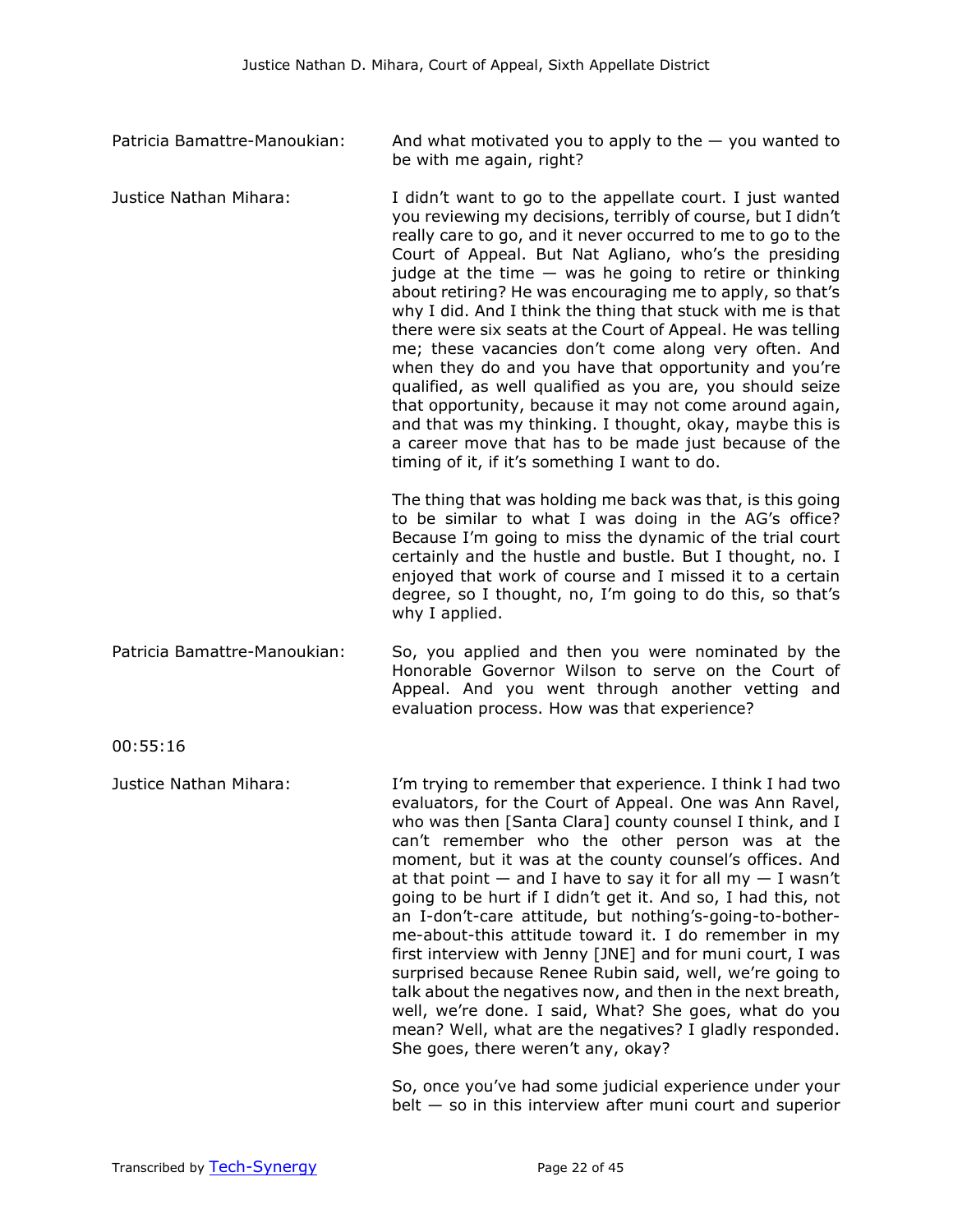Patricia Bamattre-Manoukian: And what motivated you to apply to the — you wanted to be with me again, right?

Justice Nathan Mihara: I didn't want to go to the appellate court. I just wanted you reviewing my decisions, terribly of course, but I didn't really care to go, and it never occurred to me to go to the Court of Appeal. But Nat Agliano, who's the presiding judge at the time — was he going to retire or thinking about retiring? He was encouraging me to apply, so that's why I did. And I think the thing that stuck with me is that there were six seats at the Court of Appeal. He was telling me; these vacancies don't come along very often. And when they do and you have that opportunity and you're qualified, as well qualified as you are, you should seize that opportunity, because it may not come around again, and that was my thinking. I thought, okay, maybe this is a career move that has to be made just because of the timing of it, if it's something I want to do.

The thing that was holding me back was that, is this going to be similar to what I was doing in the AG's office? Because I'm going to miss the dynamic of the trial court certainly and the hustle and bustle. But I thought, no. I enjoyed that work of course and I missed it to a certain degree, so I thought, no, I'm going to do this, so that's why I applied.

Patricia Bamattre-Manoukian: So, you applied and then you were nominated by the Honorable Governor Wilson to serve on the Court of Appeal. And you went through another vetting and evaluation process. How was that experience?

00:55:16

Justice Nathan Mihara: I'm trying to remember that experience. I think I had two evaluators, for the Court of Appeal. One was Ann Ravel, who was then [Santa Clara] county counsel I think, and I can't remember who the other person was at the moment, but it was at the county counsel's offices. And at that point — and I have to say it for all my — I wasn't going to be hurt if I didn't get it. And so, I had this, not an I-don't-care attitude, but nothing's-going-to-bother-me-about-this attitude toward it. I do remember in my first interview with Jenny [JNE] and for muni court, I was surprised because Renee Rubin said, well, we're going to talk about the negatives now, and then in the next breath, well, we're done. I said, What? She goes, what do you mean? Well, what are the negatives? I gladly responded. She goes, there weren't any, okay?

So, once you've had some judicial experience under your belt — so in this interview after muni court and superior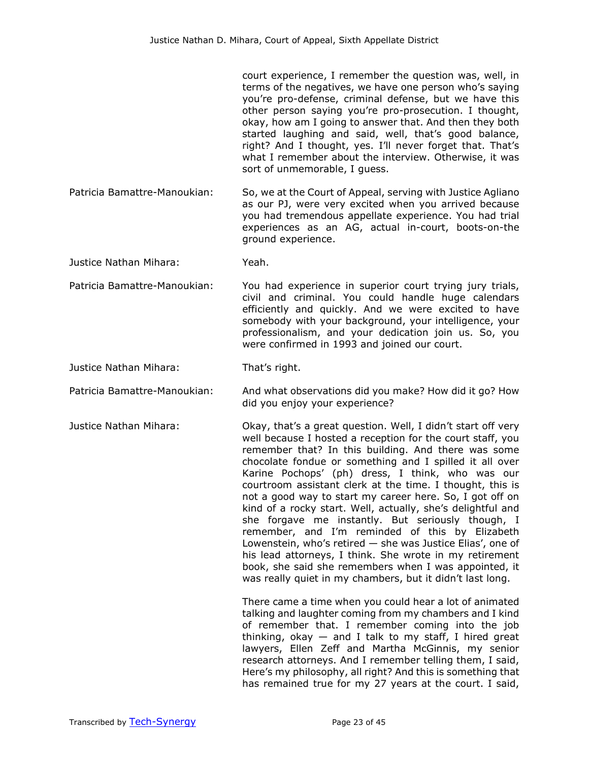court experience, I remember the question was, well, in terms of the negatives, we have one person who's saying you're pro-defense, criminal defense, but we have this other person saying you're pro-prosecution. I thought, okay, how am I going to answer that. And then they both started laughing and said, well, that's good balance, right? And I thought, yes. I'll never forget that. That's what I remember about the interview. Otherwise, it was sort of unmemorable, I guess.

**Patricia Bamattre-Manoukian:** So, we at the Court of Appeal, serving with Justice Agliano as our PJ, were very excited when you arrived because you had tremendous appellate experience. You had trial experiences as an AG, actual in-court, boots-on-the ground experience.

**Justice Nathan Mihara:** Yeah.

**Patricia Bamattre-Manoukian:** You had experience in superior court trying jury trials, civil and criminal. You could handle huge calendars efficiently and quickly. And we were excited to have somebody with your background, your intelligence, your professionalism, and your dedication join us. So, you were confirmed in 1993 and joined our court.

**Justice Nathan Mihara:** That's right.

**Patricia Bamattre-Manoukian:** And what observations did you make? How did it go? How did you enjoy your experience?

**Justice Nathan Mihara:** Okay, that's a great question. Well, I didn't start off very well because I hosted a reception for the court staff, you remember that? In this building. And there was some chocolate fondue or something and I spilled it all over Karine Pochops' (ph) dress, I think, who was our courtroom assistant clerk at the time. I thought, this is not a good way to start my career here. So, I got off on kind of a rocky start. Well, actually, she's delightful and she forgave me instantly. But seriously though, I remember, and I'm reminded of this by Elizabeth Lowenstein, who's retired — she was Justice Elias', one of his lead attorneys, I think. She wrote in my retirement book, she said she remembers when I was appointed, it was really quiet in my chambers, but it didn't last long.

There came a time when you could hear a lot of animated talking and laughter coming from my chambers and I kind of remember that. I remember coming into the job thinking, okay — and I talk to my staff, I hired great lawyers, Ellen Zeff and Martha McGinnis, my senior research attorneys. And I remember telling them, I said, Here's my philosophy, all right? And this is something that has remained true for my 27 years at the court. I said,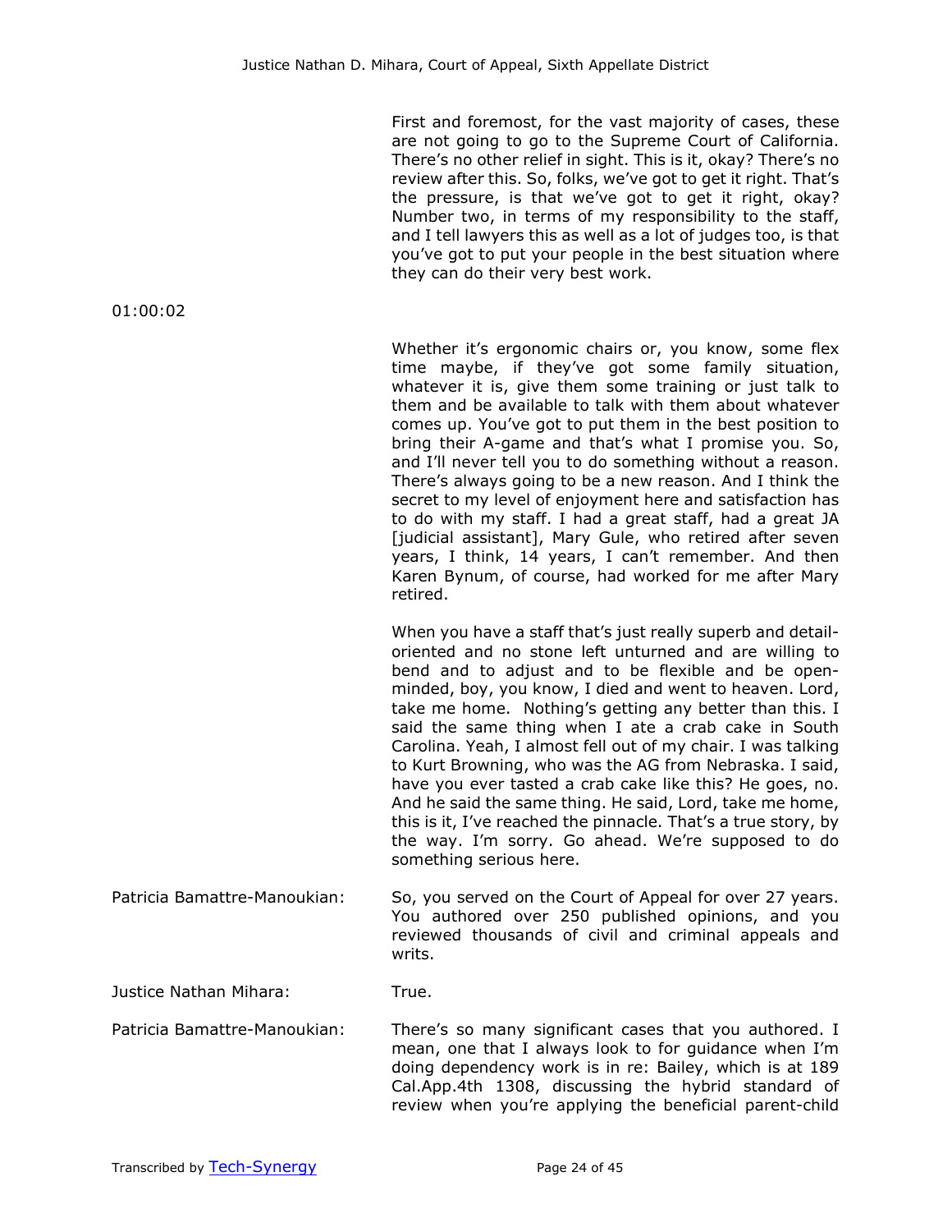First and foremost, for the vast majority of cases, these are not going to go to the Supreme Court of California. There's no other relief in sight. This is it, okay? There's no review after this. So, folks, we've got to get it right. That's the pressure, is that we've got to get it right, okay? Number two, in terms of my responsibility to the staff, and I tell lawyers this as well as a lot of judges too, is that you've got to put your people in the best situation where they can do their very best work.

01:00:02

Whether it's ergonomic chairs or, you know, some flex time maybe, if they've got some family situation, whatever it is, give them some training or just talk to them and be available to talk with them about whatever comes up. You've got to put them in the best position to bring their A-game and that's what I promise you. So, and I'll never tell you to do something without a reason. There's always going to be a new reason. And I think the secret to my level of enjoyment here and satisfaction has to do with my staff. I had a great staff, had a great JA [judicial assistant], Mary Gule, who retired after seven years, I think, 14 years, I can't remember. And then Karen Bynum, of course, had worked for me after Mary retired.

When you have a staff that's just really superb and detail-oriented and no stone left unturned and are willing to bend and to adjust and to be flexible and be open-minded, boy, you know, I died and went to heaven. Lord, take me home. Nothing's getting any better than this. I said the same thing when I ate a crab cake in South Carolina. Yeah, I almost fell out of my chair. I was talking to Kurt Browning, who was the AG from Nebraska. I said, have you ever tasted a crab cake like this? He goes, no. And he said the same thing. He said, Lord, take me home, this is it, I've reached the pinnacle. That's a true story, by the way. I'm sorry. Go ahead. We're supposed to do something serious here.

Patricia Bamattre-Manoukian: So, you served on the Court of Appeal for over 27 years. You authored over 250 published opinions, and you reviewed thousands of civil and criminal appeals and writs.

Justice Nathan Mihara: True.

Patricia Bamattre-Manoukian: There's so many significant cases that you authored. I mean, one that I always look to for guidance when I'm doing dependency work is in re: Bailey, which is at 189 Cal.App.4th 1308, discussing the hybrid standard of review when you're applying the beneficial parent-child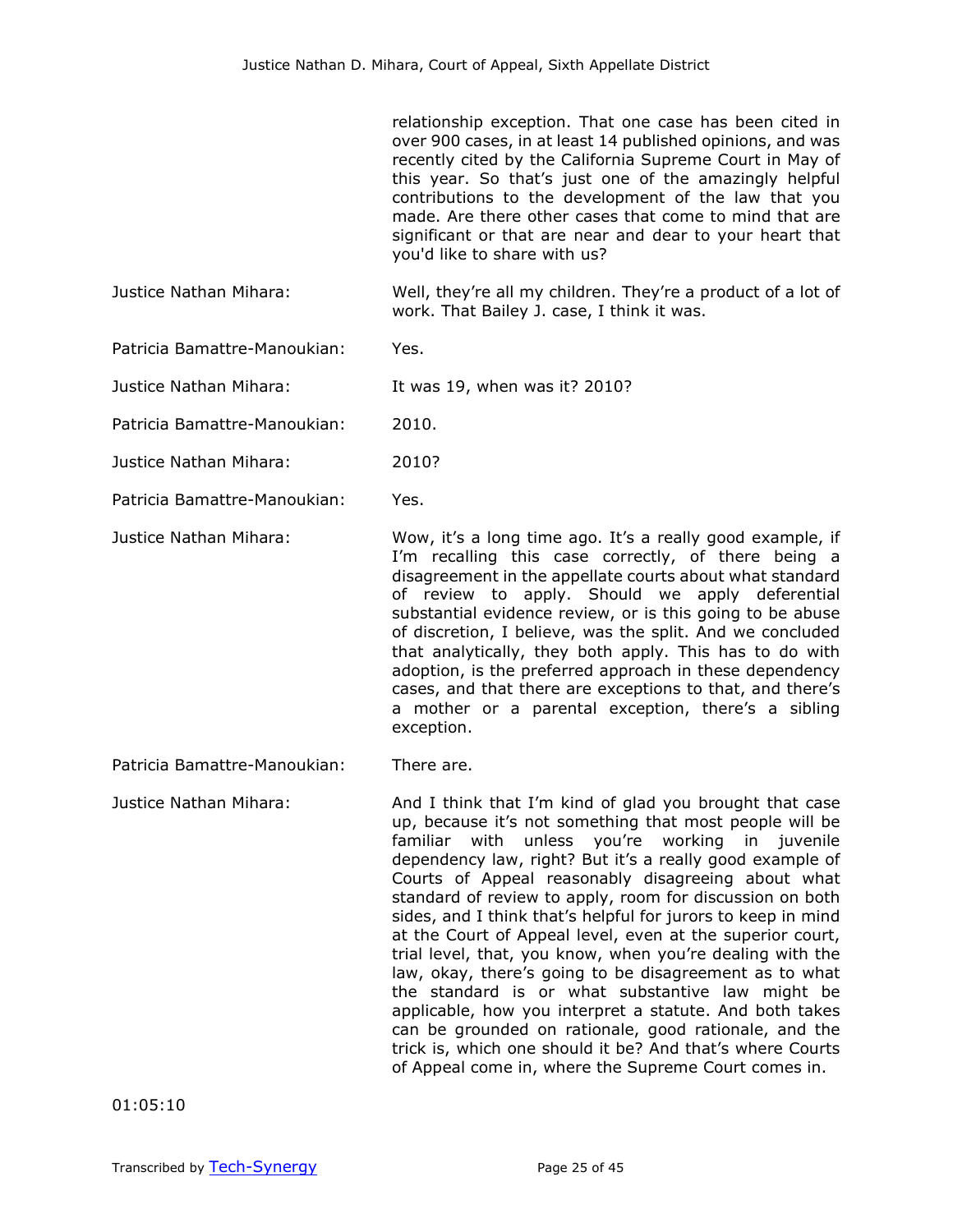relationship exception. That one case has been cited in over 900 cases, in at least 14 published opinions, and was recently cited by the California Supreme Court in May of this year. So that's just one of the amazingly helpful contributions to the development of the law that you made. Are there other cases that come to mind that are significant or that are near and dear to your heart that you'd like to share with us?

Justice Nathan Mihara: Well, they're all my children. They're a product of a lot of work. That Bailey J. case, I think it was.

Patricia Bamattre-Manoukian: Yes.

Justice Nathan Mihara: It was 19, when was it? 2010?

Patricia Bamattre-Manoukian: 2010.

Justice Nathan Mihara: 2010?

Patricia Bamattre-Manoukian: Yes.

Justice Nathan Mihara: Wow, it's a long time ago. It's a really good example, if I'm recalling this case correctly, of there being a disagreement in the appellate courts about what standard of review to apply. Should we apply deferential substantial evidence review, or is this going to be abuse of discretion, I believe, was the split. And we concluded that analytically, they both apply. This has to do with adoption, is the preferred approach in these dependency cases, and that there are exceptions to that, and there's a mother or a parental exception, there's a sibling exception.

Patricia Bamattre-Manoukian: There are.

Justice Nathan Mihara: And I think that I'm kind of glad you brought that case up, because it's not something that most people will be familiar with unless you're working in juvenile dependency law, right? But it's a really good example of Courts of Appeal reasonably disagreeing about what standard of review to apply, room for discussion on both sides, and I think that's helpful for jurors to keep in mind at the Court of Appeal level, even at the superior court, trial level, that, you know, when you're dealing with the law, okay, there's going to be disagreement as to what the standard is or what substantive law might be applicable, how you interpret a statute. And both takes can be grounded on rationale, good rationale, and the trick is, which one should it be? And that's where Courts of Appeal come in, where the Supreme Court comes in.

01:05:10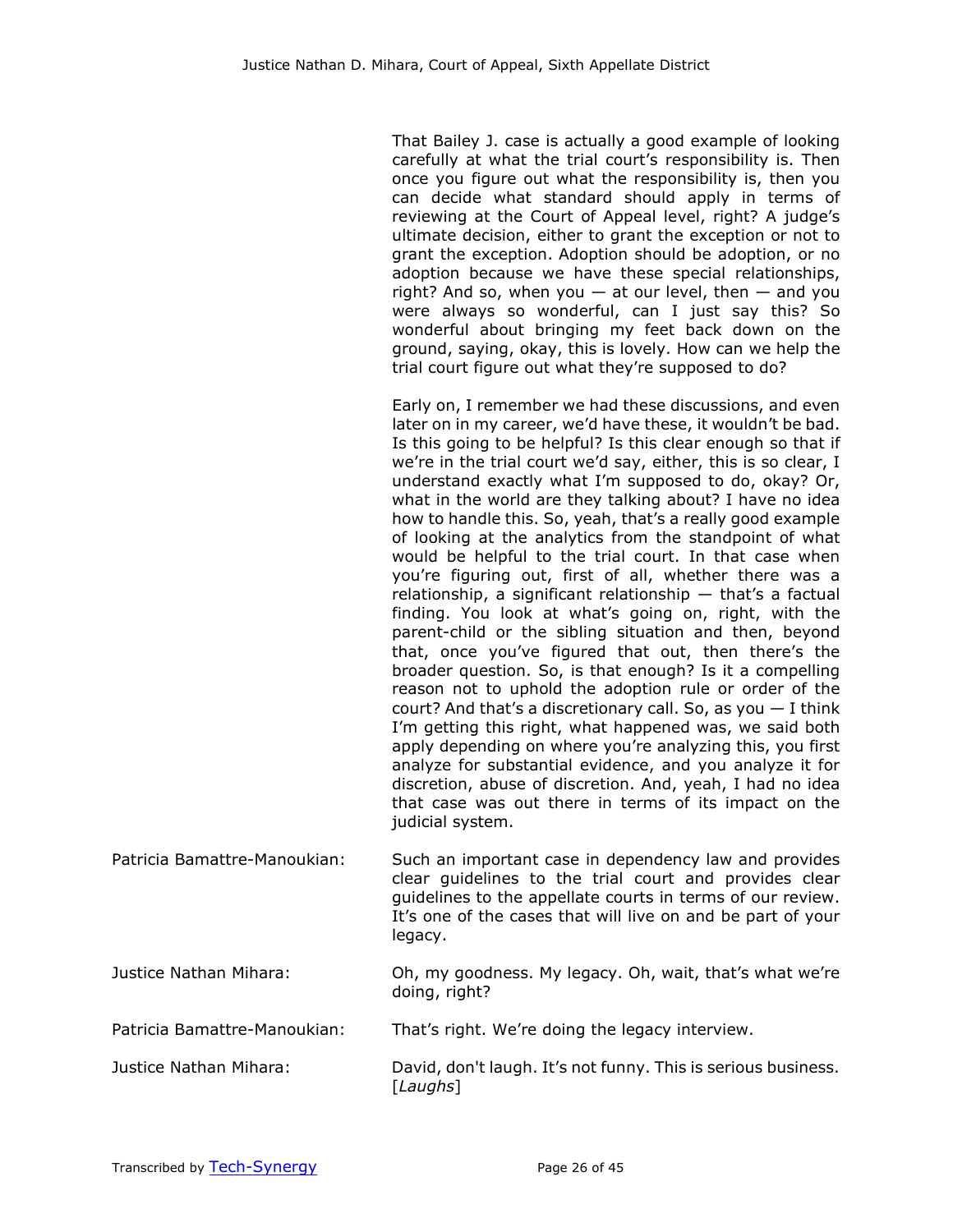That Bailey J. case is actually a good example of looking carefully at what the trial court's responsibility is. Then once you figure out what the responsibility is, then you can decide what standard should apply in terms of reviewing at the Court of Appeal level, right? A judge's ultimate decision, either to grant the exception or not to grant the exception. Adoption should be adoption, or no adoption because we have these special relationships, right? And so, when you — at our level, then — and you were always so wonderful, can I just say this? So wonderful about bringing my feet back down on the ground, saying, okay, this is lovely. How can we help the trial court figure out what they're supposed to do?

Early on, I remember we had these discussions, and even later on in my career, we'd have these, it wouldn't be bad. Is this going to be helpful? Is this clear enough so that if we're in the trial court we'd say, either, this is so clear, I understand exactly what I'm supposed to do, okay? Or, what in the world are they talking about? I have no idea how to handle this. So, yeah, that's a really good example of looking at the analytics from the standpoint of what would be helpful to the trial court. In that case when you're figuring out, first of all, whether there was a relationship, a significant relationship — that's a factual finding. You look at what's going on, right, with the parent-child or the sibling situation and then, beyond that, once you've figured that out, then there's the broader question. So, is that enough? Is it a compelling reason not to uphold the adoption rule or order of the court? And that's a discretionary call. So, as you — I think I'm getting this right, what happened was, we said both apply depending on where you're analyzing this, you first analyze for substantial evidence, and you analyze it for discretion, abuse of discretion. And, yeah, I had no idea that case was out there in terms of its impact on the judicial system.

**Patricia Bamattre-Manoukian:** Such an important case in dependency law and provides clear guidelines to the trial court and provides clear guidelines to the appellate courts in terms of our review. It's one of the cases that will live on and be part of your legacy.

**Justice Nathan Mihara:** Oh, my goodness. My legacy. Oh, wait, that's what we're doing, right?

**Patricia Bamattre-Manoukian:** That's right. We're doing the legacy interview.

**Justice Nathan Mihara:** David, don't laugh. It's not funny. This is serious business. [*Laughs*]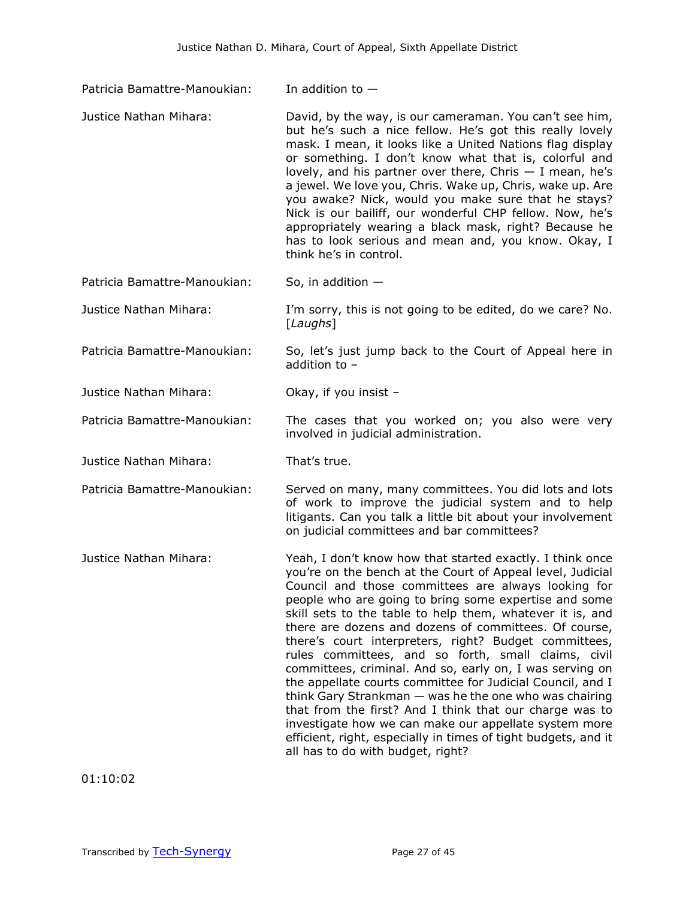Patricia Bamattre-Manoukian: In addition to —

Justice Nathan Mihara: David, by the way, is our cameraman. You can't see him, but he's such a nice fellow. He's got this really lovely mask. I mean, it looks like a United Nations flag display or something. I don't know what that is, colorful and lovely, and his partner over there, Chris — I mean, he's a jewel. We love you, Chris. Wake up, Chris, wake up. Are you awake? Nick, would you make sure that he stays? Nick is our bailiff, our wonderful CHP fellow. Now, he's appropriately wearing a black mask, right? Because he has to look serious and mean and, you know. Okay, I think he's in control.

Patricia Bamattre-Manoukian: So, in addition —

Justice Nathan Mihara: I'm sorry, this is not going to be edited, do we care? No. [*Laughs*]

Patricia Bamattre-Manoukian: So, let's just jump back to the Court of Appeal here in addition to –

Justice Nathan Mihara: Okay, if you insist –

Patricia Bamattre-Manoukian: The cases that you worked on; you also were very involved in judicial administration.

Justice Nathan Mihara: That's true.

Patricia Bamattre-Manoukian: Served on many, many committees. You did lots and lots of work to improve the judicial system and to help litigants. Can you talk a little bit about your involvement on judicial committees and bar committees?

Justice Nathan Mihara: Yeah, I don't know how that started exactly. I think once you're on the bench at the Court of Appeal level, Judicial Council and those committees are always looking for people who are going to bring some expertise and some skill sets to the table to help them, whatever it is, and there are dozens and dozens of committees. Of course, there's court interpreters, right? Budget committees, rules committees, and so forth, small claims, civil committees, criminal. And so, early on, I was serving on the appellate courts committee for Judicial Council, and I think Gary Strankman — was he the one who was chairing that from the first? And I think that our charge was to investigate how we can make our appellate system more efficient, right, especially in times of tight budgets, and it all has to do with budget, right?

01:10:02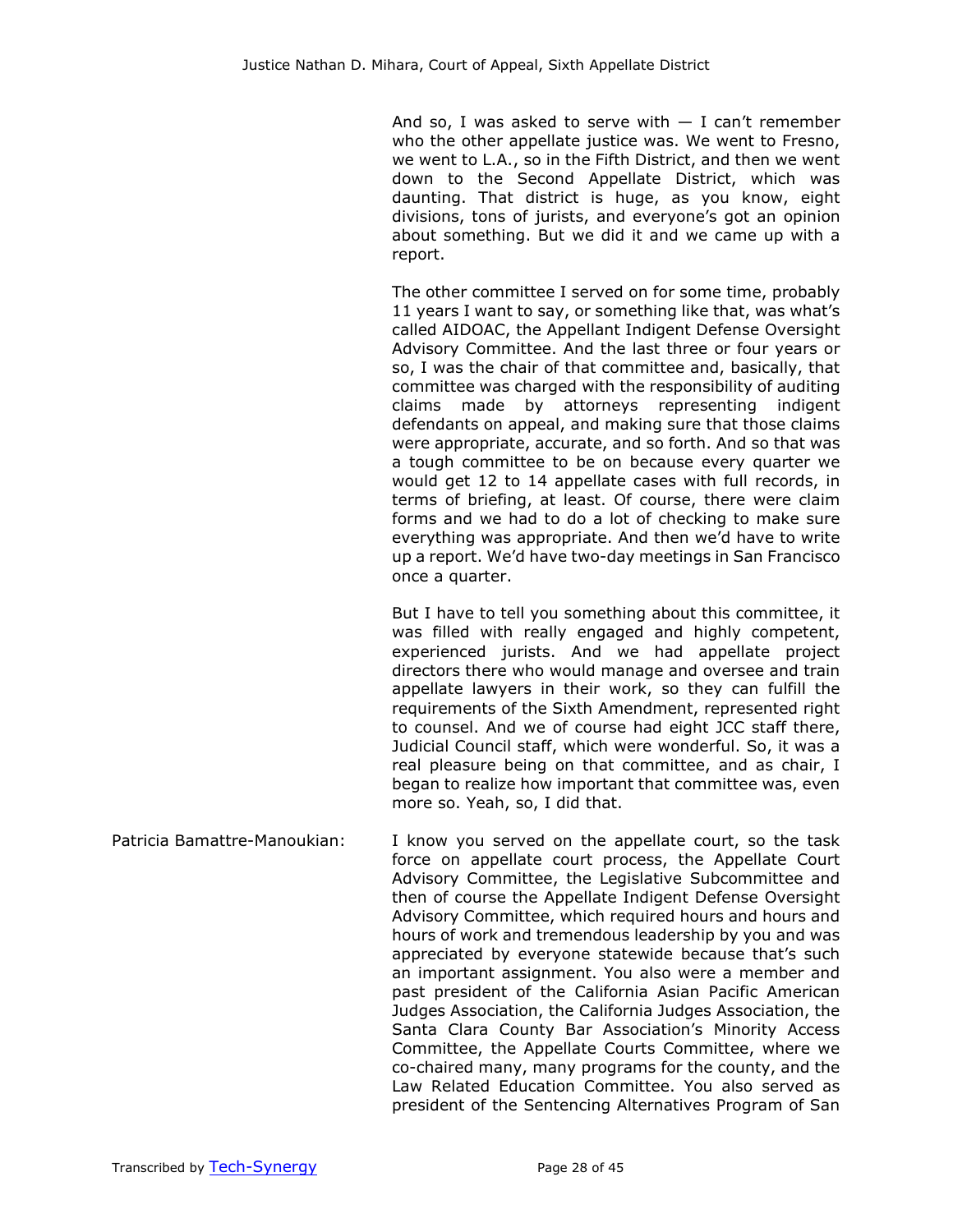And so, I was asked to serve with — I can't remember who the other appellate justice was. We went to Fresno, we went to L.A., so in the Fifth District, and then we went down to the Second Appellate District, which was daunting. That district is huge, as you know, eight divisions, tons of jurists, and everyone's got an opinion about something. But we did it and we came up with a report.

The other committee I served on for some time, probably 11 years I want to say, or something like that, was what's called AIDOAC, the Appellant Indigent Defense Oversight Advisory Committee. And the last three or four years or so, I was the chair of that committee and, basically, that committee was charged with the responsibility of auditing claims made by attorneys representing indigent defendants on appeal, and making sure that those claims were appropriate, accurate, and so forth. And so that was a tough committee to be on because every quarter we would get 12 to 14 appellate cases with full records, in terms of briefing, at least. Of course, there were claim forms and we had to do a lot of checking to make sure everything was appropriate. And then we'd have to write up a report. We'd have two-day meetings in San Francisco once a quarter.

But I have to tell you something about this committee, it was filled with really engaged and highly competent, experienced jurists. And we had appellate project directors there who would manage and oversee and train appellate lawyers in their work, so they can fulfill the requirements of the Sixth Amendment, represented right to counsel. And we of course had eight JCC staff there, Judicial Council staff, which were wonderful. So, it was a real pleasure being on that committee, and as chair, I began to realize how important that committee was, even more so. Yeah, so, I did that.

Patricia Bamattre-Manoukian: I know you served on the appellate court, so the task force on appellate court process, the Appellate Court Advisory Committee, the Legislative Subcommittee and then of course the Appellate Indigent Defense Oversight Advisory Committee, which required hours and hours and hours of work and tremendous leadership by you and was appreciated by everyone statewide because that's such an important assignment. You also were a member and past president of the California Asian Pacific American Judges Association, the California Judges Association, the Santa Clara County Bar Association's Minority Access Committee, the Appellate Courts Committee, where we co-chaired many, many programs for the county, and the Law Related Education Committee. You also served as president of the Sentencing Alternatives Program of San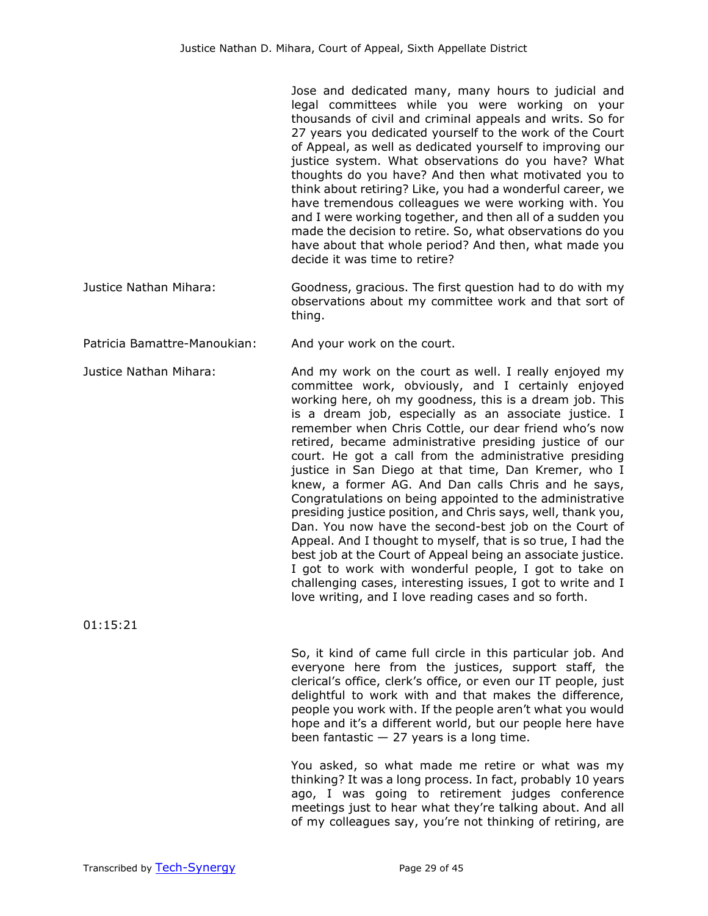Jose and dedicated many, many hours to judicial and legal committees while you were working on your thousands of civil and criminal appeals and writs. So for 27 years you dedicated yourself to the work of the Court of Appeal, as well as dedicated yourself to improving our justice system. What observations do you have? What thoughts do you have? And then what motivated you to think about retiring? Like, you had a wonderful career, we have tremendous colleagues we were working with. You and I were working together, and then all of a sudden you made the decision to retire. So, what observations do you have about that whole period? And then, what made you decide it was time to retire?

Justice Nathan Mihara: Goodness, gracious. The first question had to do with my observations about my committee work and that sort of thing.

Patricia Bamattre-Manoukian: And your work on the court.

Justice Nathan Mihara: And my work on the court as well. I really enjoyed my committee work, obviously, and I certainly enjoyed working here, oh my goodness, this is a dream job. This is a dream job, especially as an associate justice. I remember when Chris Cottle, our dear friend who's now retired, became administrative presiding justice of our court. He got a call from the administrative presiding justice in San Diego at that time, Dan Kremer, who I knew, a former AG. And Dan calls Chris and he says, Congratulations on being appointed to the administrative presiding justice position, and Chris says, well, thank you, Dan. You now have the second-best job on the Court of Appeal. And I thought to myself, that is so true, I had the best job at the Court of Appeal being an associate justice. I got to work with wonderful people, I got to take on challenging cases, interesting issues, I got to write and I love writing, and I love reading cases and so forth.

01:15:21

So, it kind of came full circle in this particular job. And everyone here from the justices, support staff, the clerical's office, clerk's office, or even our IT people, just delightful to work with and that makes the difference, people you work with. If the people aren't what you would hope and it's a different world, but our people here have been fantastic — 27 years is a long time.

You asked, so what made me retire or what was my thinking? It was a long process. In fact, probably 10 years ago, I was going to retirement judges conference meetings just to hear what they're talking about. And all of my colleagues say, you're not thinking of retiring, are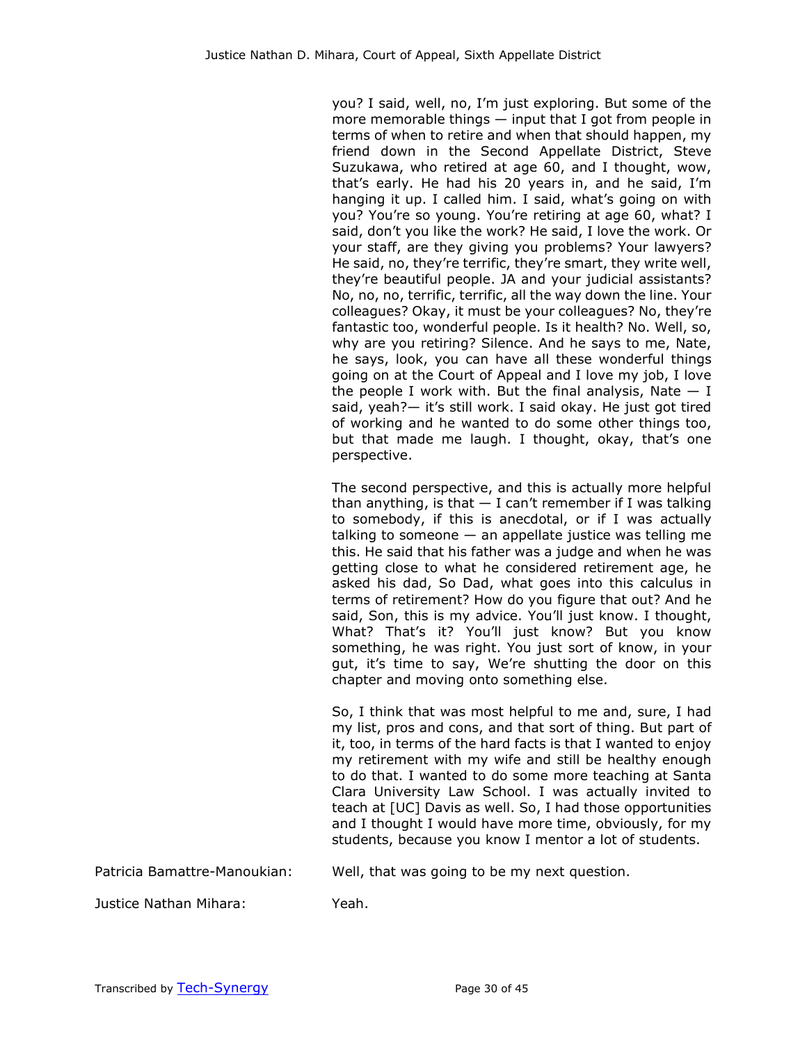you? I said, well, no, I'm just exploring. But some of the more memorable things — input that I got from people in terms of when to retire and when that should happen, my friend down in the Second Appellate District, Steve Suzukawa, who retired at age 60, and I thought, wow, that's early. He had his 20 years in, and he said, I'm hanging it up. I called him. I said, what's going on with you? You're so young. You're retiring at age 60, what? I said, don't you like the work? He said, I love the work. Or your staff, are they giving you problems? Your lawyers? He said, no, they're terrific, they're smart, they write well, they're beautiful people. JA and your judicial assistants? No, no, no, terrific, terrific, all the way down the line. Your colleagues? Okay, it must be your colleagues? No, they're fantastic too, wonderful people. Is it health? No. Well, so, why are you retiring? Silence. And he says to me, Nate, he says, look, you can have all these wonderful things going on at the Court of Appeal and I love my job, I love the people I work with. But the final analysis, Nate — I said, yeah?— it's still work. I said okay. He just got tired of working and he wanted to do some other things too, but that made me laugh. I thought, okay, that's one perspective.

The second perspective, and this is actually more helpful than anything, is that — I can't remember if I was talking to somebody, if this is anecdotal, or if I was actually talking to someone — an appellate justice was telling me this. He said that his father was a judge and when he was getting close to what he considered retirement age, he asked his dad, So Dad, what goes into this calculus in terms of retirement? How do you figure that out? And he said, Son, this is my advice. You'll just know. I thought, What? That's it? You'll just know? But you know something, he was right. You just sort of know, in your gut, it's time to say, We're shutting the door on this chapter and moving onto something else.

So, I think that was most helpful to me and, sure, I had my list, pros and cons, and that sort of thing. But part of it, too, in terms of the hard facts is that I wanted to enjoy my retirement with my wife and still be healthy enough to do that. I wanted to do some more teaching at Santa Clara University Law School. I was actually invited to teach at [UC] Davis as well. So, I had those opportunities and I thought I would have more time, obviously, for my students, because you know I mentor a lot of students.

Patricia Bamattre-Manoukian: Well, that was going to be my next question.

Justice Nathan Mihara: Yeah.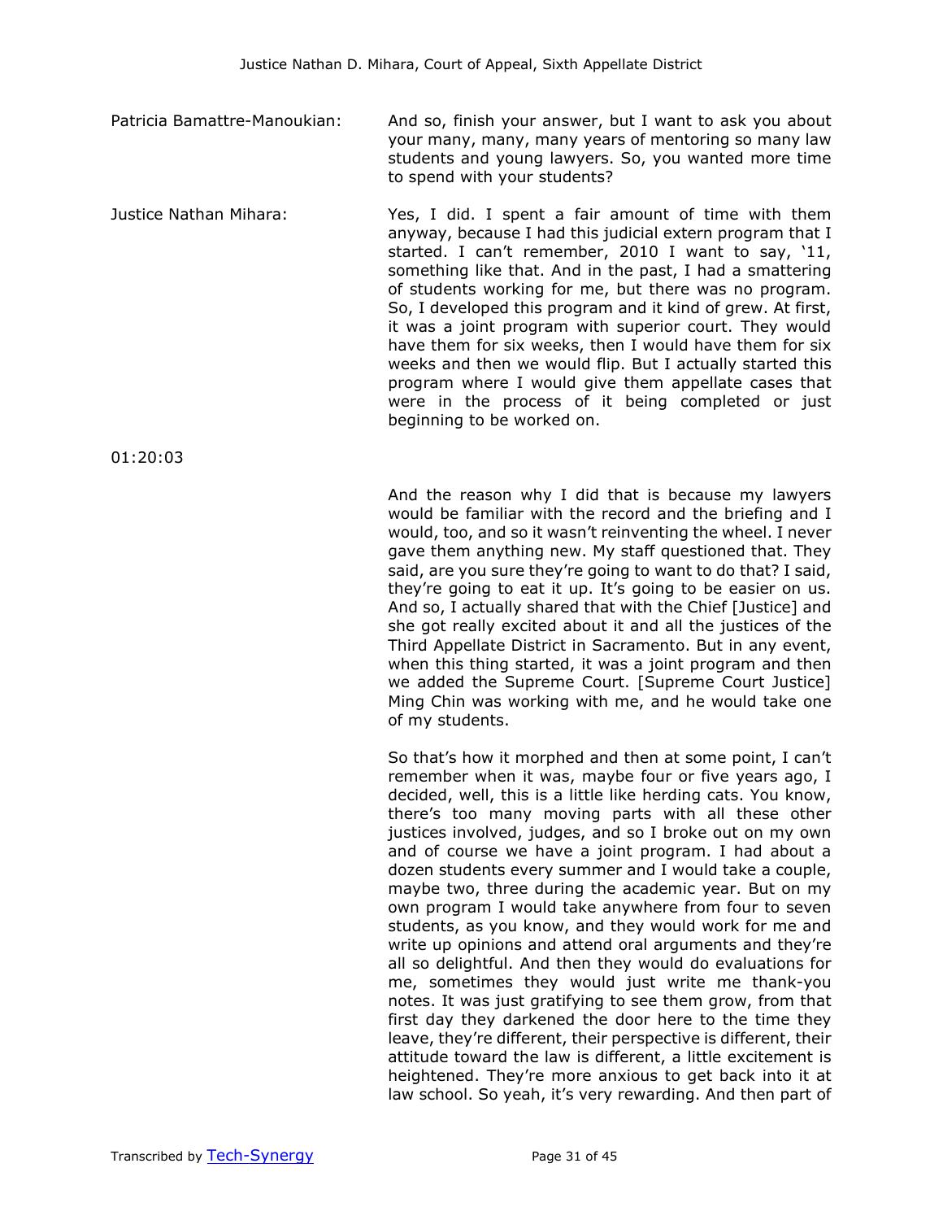Patricia Bamattre-Manoukian: And so, finish your answer, but I want to ask you about your many, many, many years of mentoring so many law students and young lawyers. So, you wanted more time to spend with your students?

Justice Nathan Mihara: Yes, I did. I spent a fair amount of time with them anyway, because I had this judicial extern program that I started. I can't remember, 2010 I want to say, '11, something like that. And in the past, I had a smattering of students working for me, but there was no program. So, I developed this program and it kind of grew. At first, it was a joint program with superior court. They would have them for six weeks, then I would have them for six weeks and then we would flip. But I actually started this program where I would give them appellate cases that were in the process of it being completed or just beginning to be worked on.

01:20:03

And the reason why I did that is because my lawyers would be familiar with the record and the briefing and I would, too, and so it wasn't reinventing the wheel. I never gave them anything new. My staff questioned that. They said, are you sure they're going to want to do that? I said, they're going to eat it up. It's going to be easier on us. And so, I actually shared that with the Chief [Justice] and she got really excited about it and all the justices of the Third Appellate District in Sacramento. But in any event, when this thing started, it was a joint program and then we added the Supreme Court. [Supreme Court Justice] Ming Chin was working with me, and he would take one of my students.

So that's how it morphed and then at some point, I can't remember when it was, maybe four or five years ago, I decided, well, this is a little like herding cats. You know, there's too many moving parts with all these other justices involved, judges, and so I broke out on my own and of course we have a joint program. I had about a dozen students every summer and I would take a couple, maybe two, three during the academic year. But on my own program I would take anywhere from four to seven students, as you know, and they would work for me and write up opinions and attend oral arguments and they're all so delightful. And then they would do evaluations for me, sometimes they would just write me thank-you notes. It was just gratifying to see them grow, from that first day they darkened the door here to the time they leave, they're different, their perspective is different, their attitude toward the law is different, a little excitement is heightened. They're more anxious to get back into it at law school. So yeah, it's very rewarding. And then part of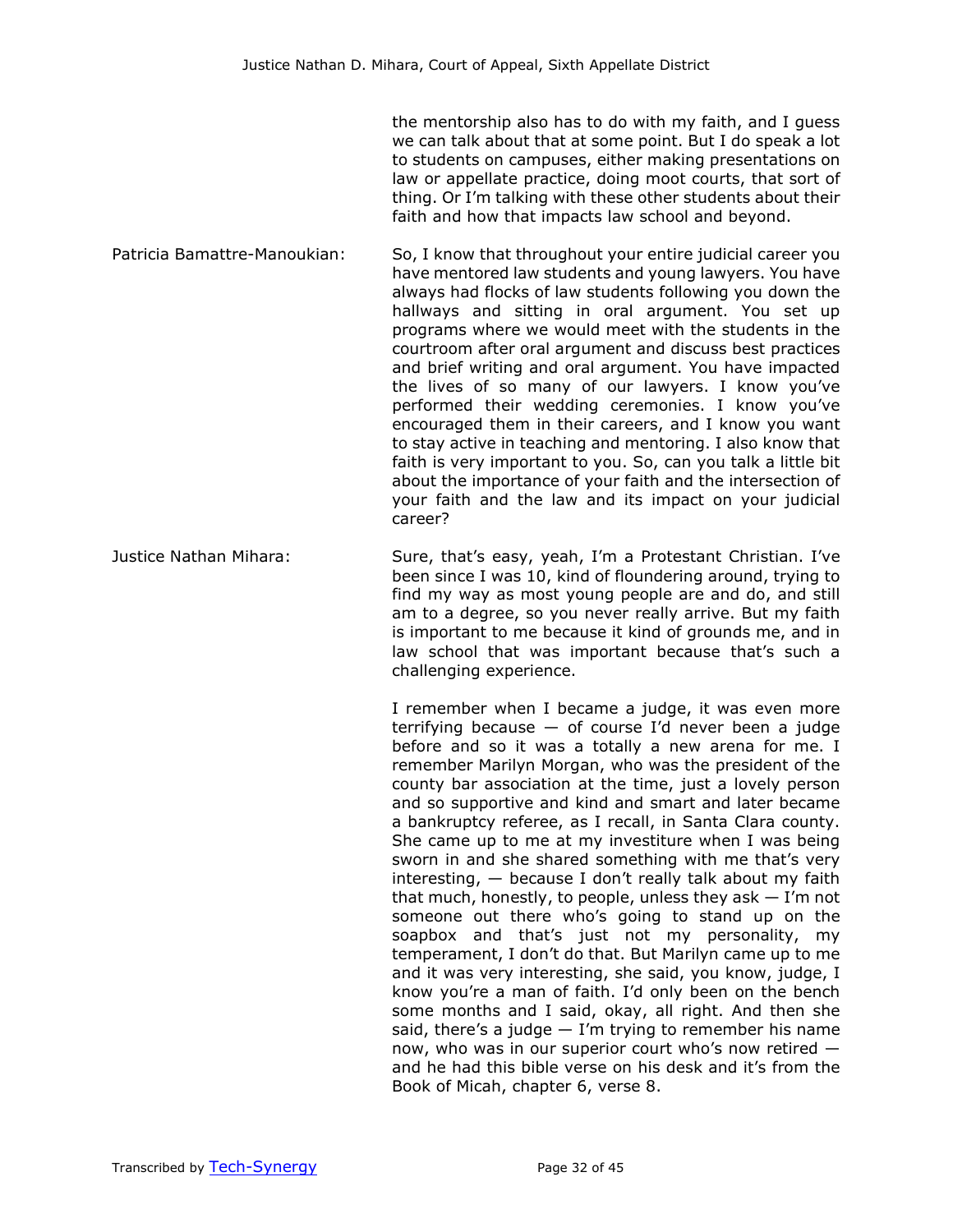the mentorship also has to do with my faith, and I guess we can talk about that at some point. But I do speak a lot to students on campuses, either making presentations on law or appellate practice, doing moot courts, that sort of thing. Or I'm talking with these other students about their faith and how that impacts law school and beyond.

Patricia Bamattre-Manoukian: So, I know that throughout your entire judicial career you have mentored law students and young lawyers. You have always had flocks of law students following you down the hallways and sitting in oral argument. You set up programs where we would meet with the students in the courtroom after oral argument and discuss best practices and brief writing and oral argument. You have impacted the lives of so many of our lawyers. I know you've performed their wedding ceremonies. I know you've encouraged them in their careers, and I know you want to stay active in teaching and mentoring. I also know that faith is very important to you. So, can you talk a little bit about the importance of your faith and the intersection of your faith and the law and its impact on your judicial career?

Justice Nathan Mihara: Sure, that's easy, yeah, I'm a Protestant Christian. I've been since I was 10, kind of floundering around, trying to find my way as most young people are and do, and still am to a degree, so you never really arrive. But my faith is important to me because it kind of grounds me, and in law school that was important because that's such a challenging experience.

I remember when I became a judge, it was even more terrifying because — of course I'd never been a judge before and so it was a totally a new arena for me. I remember Marilyn Morgan, who was the president of the county bar association at the time, just a lovely person and so supportive and kind and smart and later became a bankruptcy referee, as I recall, in Santa Clara county. She came up to me at my investiture when I was being sworn in and she shared something with me that's very interesting, — because I don't really talk about my faith that much, honestly, to people, unless they ask — I'm not someone out there who's going to stand up on the soapbox and that's just not my personality, my temperament, I don't do that. But Marilyn came up to me and it was very interesting, she said, you know, judge, I know you're a man of faith. I'd only been on the bench some months and I said, okay, all right. And then she said, there's a judge — I'm trying to remember his name now, who was in our superior court who's now retired — and he had this bible verse on his desk and it's from the Book of Micah, chapter 6, verse 8.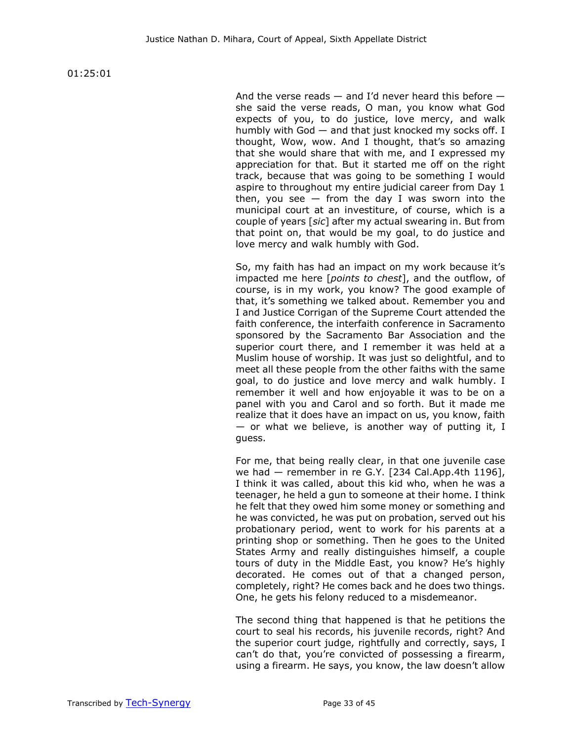01:25:01

And the verse reads — and I'd never heard this before — she said the verse reads, O man, you know what God expects of you, to do justice, love mercy, and walk humbly with God — and that just knocked my socks off. I thought, Wow, wow. And I thought, that's so amazing that she would share that with me, and I expressed my appreciation for that. But it started me off on the right track, because that was going to be something I would aspire to throughout my entire judicial career from Day 1 then, you see — from the day I was sworn into the municipal court at an investiture, of course, which is a couple of years [*sic*] after my actual swearing in. But from that point on, that would be my goal, to do justice and love mercy and walk humbly with God.

So, my faith has had an impact on my work because it's impacted me here [*points to chest*], and the outflow, of course, is in my work, you know? The good example of that, it's something we talked about. Remember you and I and Justice Corrigan of the Supreme Court attended the faith conference, the interfaith conference in Sacramento sponsored by the Sacramento Bar Association and the superior court there, and I remember it was held at a Muslim house of worship. It was just so delightful, and to meet all these people from the other faiths with the same goal, to do justice and love mercy and walk humbly. I remember it well and how enjoyable it was to be on a panel with you and Carol and so forth. But it made me realize that it does have an impact on us, you know, faith — or what we believe, is another way of putting it, I guess.

For me, that being really clear, in that one juvenile case we had — remember in re G.Y. [234 Cal.App.4th 1196], I think it was called, about this kid who, when he was a teenager, he held a gun to someone at their home. I think he felt that they owed him some money or something and he was convicted, he was put on probation, served out his probationary period, went to work for his parents at a printing shop or something. Then he goes to the United States Army and really distinguishes himself, a couple tours of duty in the Middle East, you know? He's highly decorated. He comes out of that a changed person, completely, right? He comes back and he does two things. One, he gets his felony reduced to a misdemeanor.

The second thing that happened is that he petitions the court to seal his records, his juvenile records, right? And the superior court judge, rightfully and correctly, says, I can't do that, you're convicted of possessing a firearm, using a firearm. He says, you know, the law doesn't allow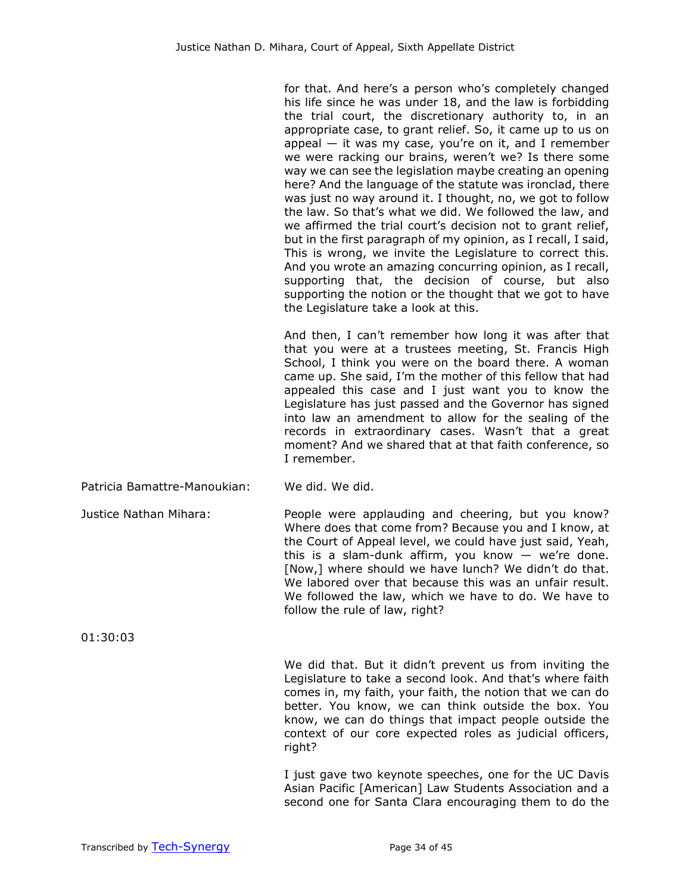for that. And here's a person who's completely changed his life since he was under 18, and the law is forbidding the trial court, the discretionary authority to, in an appropriate case, to grant relief. So, it came up to us on appeal — it was my case, you're on it, and I remember we were racking our brains, weren't we? Is there some way we can see the legislation maybe creating an opening here? And the language of the statute was ironclad, there was just no way around it. I thought, no, we got to follow the law. So that's what we did. We followed the law, and we affirmed the trial court's decision not to grant relief, but in the first paragraph of my opinion, as I recall, I said, This is wrong, we invite the Legislature to correct this. And you wrote an amazing concurring opinion, as I recall, supporting that, the decision of course, but also supporting the notion or the thought that we got to have the Legislature take a look at this.

And then, I can't remember how long it was after that that you were at a trustees meeting, St. Francis High School, I think you were on the board there. A woman came up. She said, I'm the mother of this fellow that had appealed this case and I just want you to know the Legislature has just passed and the Governor has signed into law an amendment to allow for the sealing of the records in extraordinary cases. Wasn't that a great moment? And we shared that at that faith conference, so I remember.

Patricia Bamattre-Manoukian: We did. We did.

Justice Nathan Mihara: People were applauding and cheering, but you know? Where does that come from? Because you and I know, at the Court of Appeal level, we could have just said, Yeah, this is a slam-dunk affirm, you know — we're done. [Now,] where should we have lunch? We didn't do that. We labored over that because this was an unfair result. We followed the law, which we have to do. We have to follow the rule of law, right?

01:30:03

We did that. But it didn't prevent us from inviting the Legislature to take a second look. And that's where faith comes in, my faith, your faith, the notion that we can do better. You know, we can think outside the box. You know, we can do things that impact people outside the context of our core expected roles as judicial officers, right?

I just gave two keynote speeches, one for the UC Davis Asian Pacific [American] Law Students Association and a second one for Santa Clara encouraging them to do the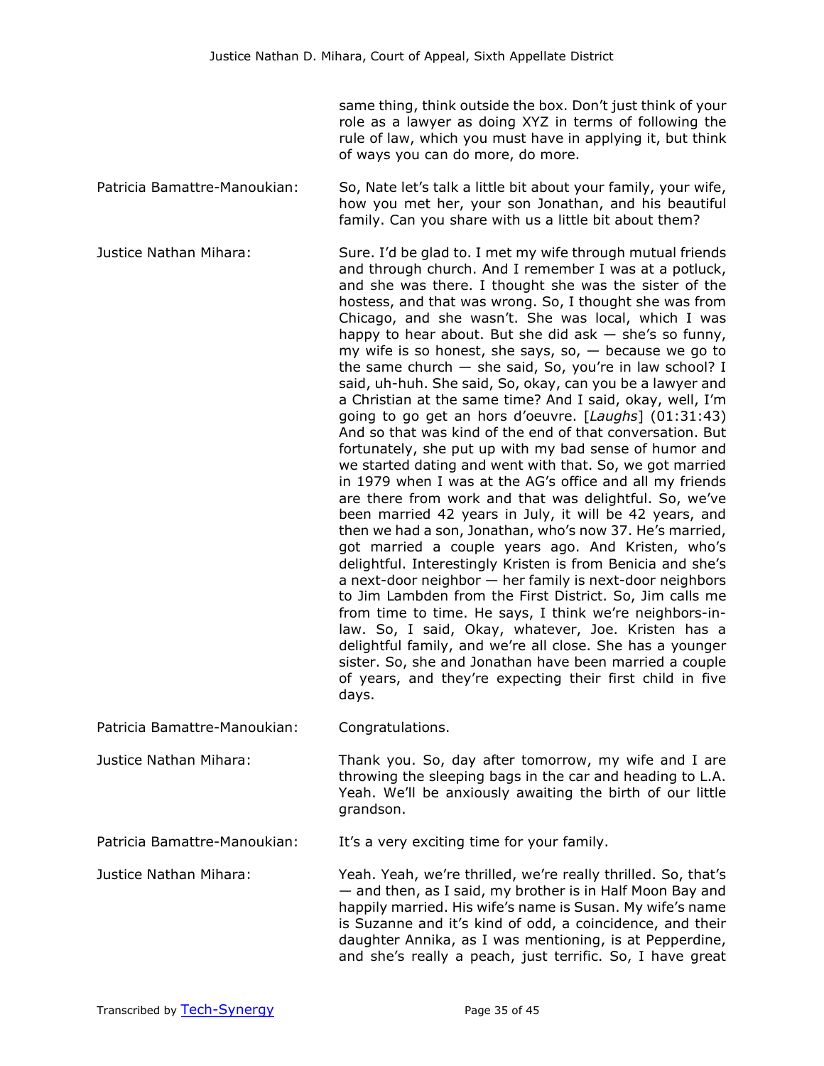same thing, think outside the box. Don't just think of your role as a lawyer as doing XYZ in terms of following the rule of law, which you must have in applying it, but think of ways you can do more, do more.

Patricia Bamattre-Manoukian: So, Nate let's talk a little bit about your family, your wife, how you met her, your son Jonathan, and his beautiful family. Can you share with us a little bit about them?

Justice Nathan Mihara: Sure. I'd be glad to. I met my wife through mutual friends and through church. And I remember I was at a potluck, and she was there. I thought she was the sister of the hostess, and that was wrong. So, I thought she was from Chicago, and she wasn't. She was local, which I was happy to hear about. But she did ask — she's so funny, my wife is so honest, she says, so, — because we go to the same church — she said, So, you're in law school? I said, uh-huh. She said, So, okay, can you be a lawyer and a Christian at the same time? And I said, okay, well, I'm going to go get an hors d'oeuvre. [*Laughs*] (01:31:43) And so that was kind of the end of that conversation. But fortunately, she put up with my bad sense of humor and we started dating and went with that. So, we got married in 1979 when I was at the AG's office and all my friends are there from work and that was delightful. So, we've been married 42 years in July, it will be 42 years, and then we had a son, Jonathan, who's now 37. He's married, got married a couple years ago. And Kristen, who's delightful. Interestingly Kristen is from Benicia and she's a next-door neighbor — her family is next-door neighbors to Jim Lambden from the First District. So, Jim calls me from time to time. He says, I think we're neighbors-in-law. So, I said, Okay, whatever, Joe. Kristen has a delightful family, and we're all close. She has a younger sister. So, she and Jonathan have been married a couple of years, and they're expecting their first child in five days.

Patricia Bamattre-Manoukian: Congratulations.

Justice Nathan Mihara: Thank you. So, day after tomorrow, my wife and I are throwing the sleeping bags in the car and heading to L.A. Yeah. We'll be anxiously awaiting the birth of our little grandson.

Patricia Bamattre-Manoukian: It's a very exciting time for your family.

Justice Nathan Mihara: Yeah. Yeah, we're thrilled, we're really thrilled. So, that's — and then, as I said, my brother is in Half Moon Bay and happily married. His wife's name is Susan. My wife's name is Suzanne and it's kind of odd, a coincidence, and their daughter Annika, as I was mentioning, is at Pepperdine, and she's really a peach, just terrific. So, I have great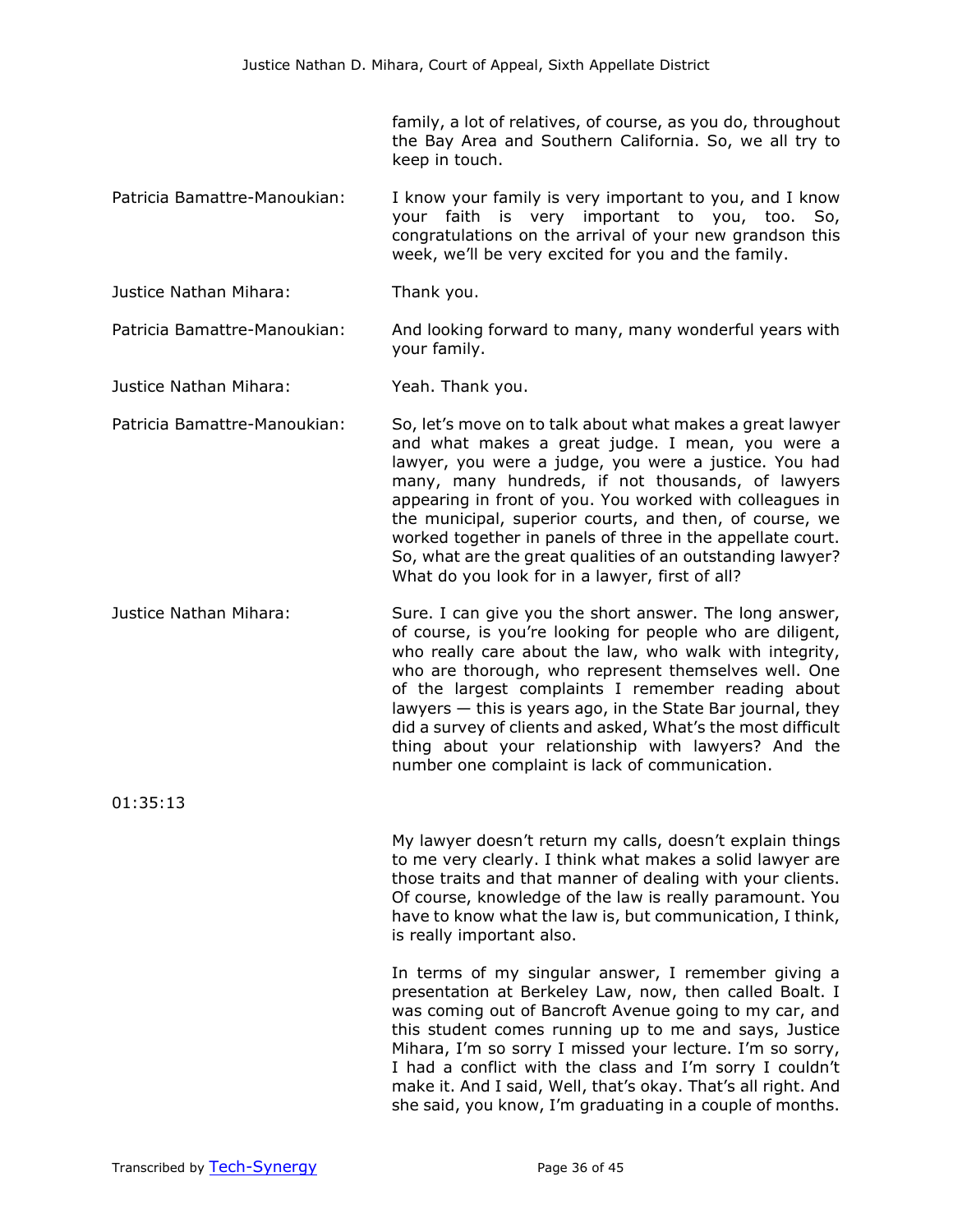family, a lot of relatives, of course, as you do, throughout the Bay Area and Southern California. So, we all try to keep in touch.

**Patricia Bamattre-Manoukian:** I know your family is very important to you, and I know your faith is very important to you, too. So, congratulations on the arrival of your new grandson this week, we'll be very excited for you and the family.

**Justice Nathan Mihara:** Thank you.

**Patricia Bamattre-Manoukian:** And looking forward to many, many wonderful years with your family.

**Justice Nathan Mihara:** Yeah. Thank you.

**Patricia Bamattre-Manoukian:** So, let's move on to talk about what makes a great lawyer and what makes a great judge. I mean, you were a lawyer, you were a judge, you were a justice. You had many, many hundreds, if not thousands, of lawyers appearing in front of you. You worked with colleagues in the municipal, superior courts, and then, of course, we worked together in panels of three in the appellate court. So, what are the great qualities of an outstanding lawyer? What do you look for in a lawyer, first of all?

**Justice Nathan Mihara:** Sure. I can give you the short answer. The long answer, of course, is you're looking for people who are diligent, who really care about the law, who walk with integrity, who are thorough, who represent themselves well. One of the largest complaints I remember reading about lawyers — this is years ago, in the State Bar journal, they did a survey of clients and asked, What's the most difficult thing about your relationship with lawyers? And the number one complaint is lack of communication.

01:35:13

My lawyer doesn't return my calls, doesn't explain things to me very clearly. I think what makes a solid lawyer are those traits and that manner of dealing with your clients. Of course, knowledge of the law is really paramount. You have to know what the law is, but communication, I think, is really important also.

In terms of my singular answer, I remember giving a presentation at Berkeley Law, now, then called Boalt. I was coming out of Bancroft Avenue going to my car, and this student comes running up to me and says, Justice Mihara, I'm so sorry I missed your lecture. I'm so sorry, I had a conflict with the class and I'm sorry I couldn't make it. And I said, Well, that's okay. That's all right. And she said, you know, I'm graduating in a couple of months.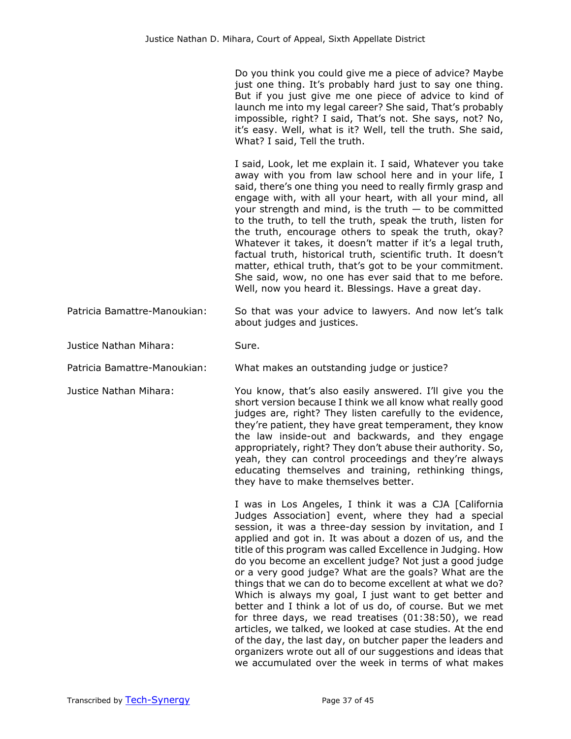Do you think you could give me a piece of advice? Maybe just one thing. It's probably hard just to say one thing. But if you just give me one piece of advice to kind of launch me into my legal career? She said, That's probably impossible, right? I said, That's not. She says, not? No, it's easy. Well, what is it? Well, tell the truth. She said, What? I said, Tell the truth.

I said, Look, let me explain it. I said, Whatever you take away with you from law school here and in your life, I said, there's one thing you need to really firmly grasp and engage with, with all your heart, with all your mind, all your strength and mind, is the truth — to be committed to the truth, to tell the truth, speak the truth, listen for the truth, encourage others to speak the truth, okay? Whatever it takes, it doesn't matter if it's a legal truth, factual truth, historical truth, scientific truth. It doesn't matter, ethical truth, that's got to be your commitment. She said, wow, no one has ever said that to me before. Well, now you heard it. Blessings. Have a great day.

Patricia Bamattre-Manoukian: So that was your advice to lawyers. And now let's talk about judges and justices.

Justice Nathan Mihara: Sure.

Patricia Bamattre-Manoukian: What makes an outstanding judge or justice?

Justice Nathan Mihara: You know, that's also easily answered. I'll give you the short version because I think we all know what really good judges are, right? They listen carefully to the evidence, they're patient, they have great temperament, they know the law inside-out and backwards, and they engage appropriately, right? They don't abuse their authority. So, yeah, they can control proceedings and they're always educating themselves and training, rethinking things, they have to make themselves better.

I was in Los Angeles, I think it was a CJA [California Judges Association] event, where they had a special session, it was a three-day session by invitation, and I applied and got in. It was about a dozen of us, and the title of this program was called Excellence in Judging. How do you become an excellent judge? Not just a good judge or a very good judge? What are the goals? What are the things that we can do to become excellent at what we do? Which is always my goal, I just want to get better and better and I think a lot of us do, of course. But we met for three days, we read treatises (01:38:50), we read articles, we talked, we looked at case studies. At the end of the day, the last day, on butcher paper the leaders and organizers wrote out all of our suggestions and ideas that we accumulated over the week in terms of what makes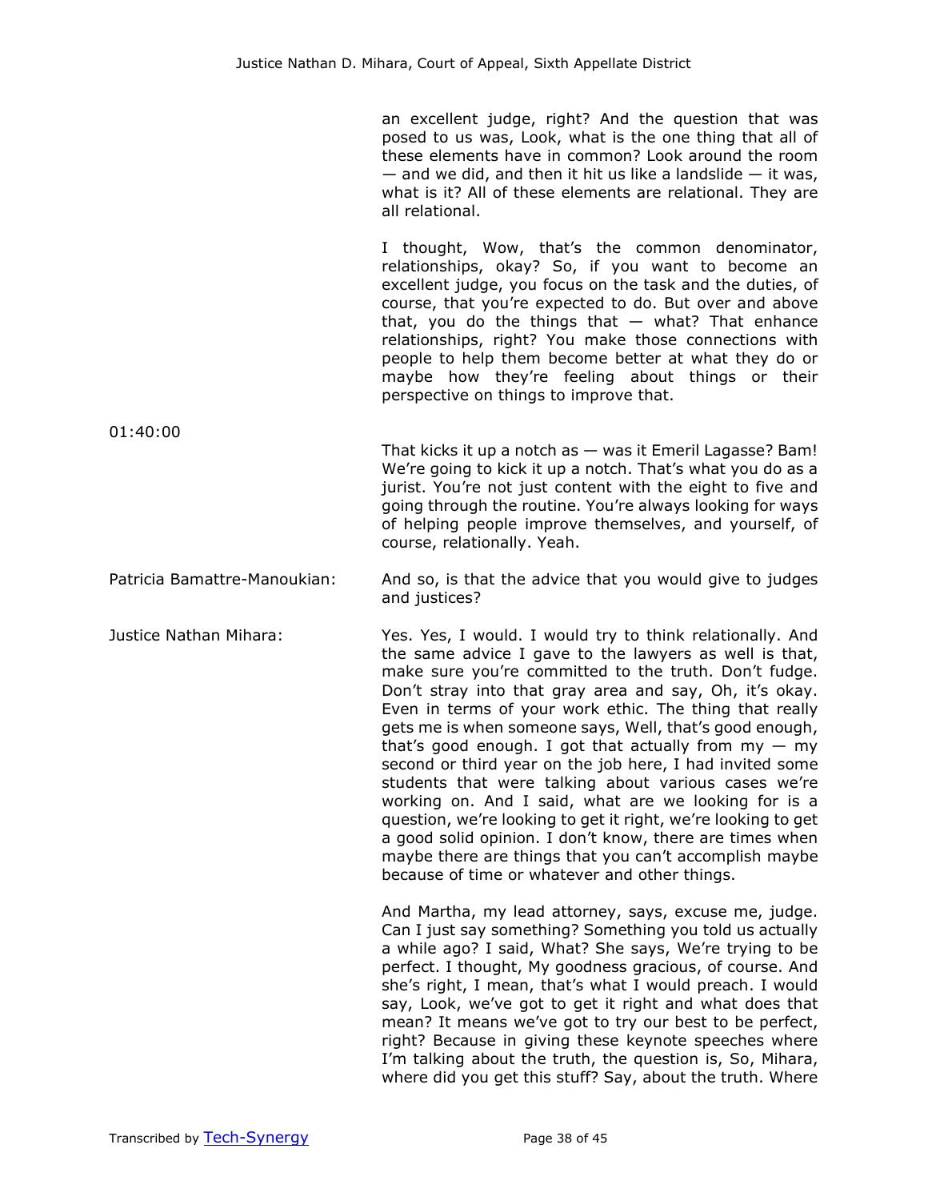an excellent judge, right? And the question that was posed to us was, Look, what is the one thing that all of these elements have in common? Look around the room — and we did, and then it hit us like a landslide — it was, what is it? All of these elements are relational. They are all relational.

I thought, Wow, that's the common denominator, relationships, okay? So, if you want to become an excellent judge, you focus on the task and the duties, of course, that you're expected to do. But over and above that, you do the things that — what? That enhance relationships, right? You make those connections with people to help them become better at what they do or maybe how they're feeling about things or their perspective on things to improve that.

01:40:00

That kicks it up a notch as — was it Emeril Lagasse? Bam! We're going to kick it up a notch. That's what you do as a jurist. You're not just content with the eight to five and going through the routine. You're always looking for ways of helping people improve themselves, and yourself, of course, relationally. Yeah.

Patricia Bamattre-Manoukian: And so, is that the advice that you would give to judges and justices?

Justice Nathan Mihara: Yes. Yes, I would. I would try to think relationally. And the same advice I gave to the lawyers as well is that, make sure you're committed to the truth. Don't fudge. Don't stray into that gray area and say, Oh, it's okay. Even in terms of your work ethic. The thing that really gets me is when someone says, Well, that's good enough, that's good enough. I got that actually from my — my second or third year on the job here, I had invited some students that were talking about various cases we're working on. And I said, what are we looking for is a question, we're looking to get it right, we're looking to get a good solid opinion. I don't know, there are times when maybe there are things that you can't accomplish maybe because of time or whatever and other things.

And Martha, my lead attorney, says, excuse me, judge. Can I just say something? Something you told us actually a while ago? I said, What? She says, We're trying to be perfect. I thought, My goodness gracious, of course. And she's right, I mean, that's what I would preach. I would say, Look, we've got to get it right and what does that mean? It means we've got to try our best to be perfect, right? Because in giving these keynote speeches where I'm talking about the truth, the question is, So, Mihara, where did you get this stuff? Say, about the truth. Where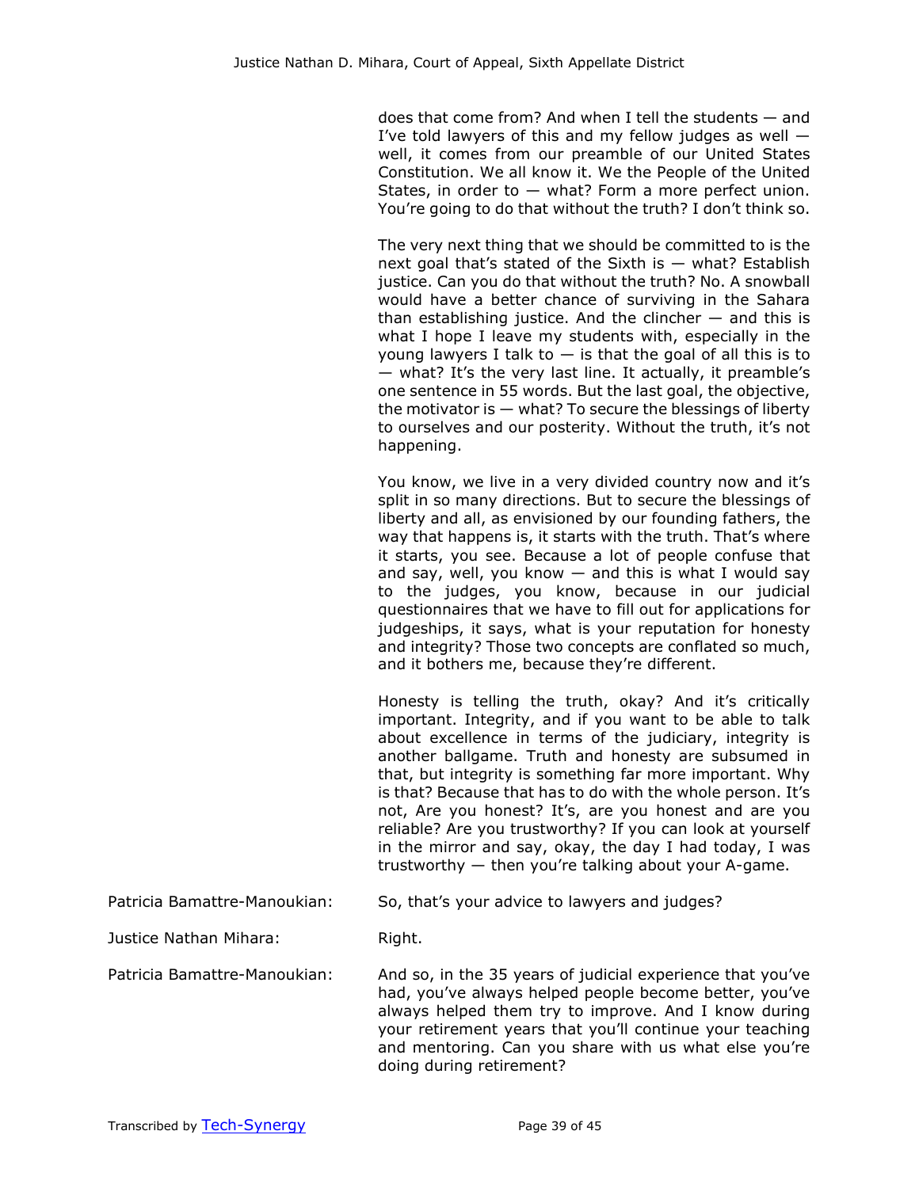does that come from? And when I tell the students — and I've told lawyers of this and my fellow judges as well — well, it comes from our preamble of our United States Constitution. We all know it. We the People of the United States, in order to — what? Form a more perfect union. You're going to do that without the truth? I don't think so.

The very next thing that we should be committed to is the next goal that's stated of the Sixth is — what? Establish justice. Can you do that without the truth? No. A snowball would have a better chance of surviving in the Sahara than establishing justice. And the clincher — and this is what I hope I leave my students with, especially in the young lawyers I talk to — is that the goal of all this is to — what? It's the very last line. It actually, it preamble's one sentence in 55 words. But the last goal, the objective, the motivator is — what? To secure the blessings of liberty to ourselves and our posterity. Without the truth, it's not happening.

You know, we live in a very divided country now and it's split in so many directions. But to secure the blessings of liberty and all, as envisioned by our founding fathers, the way that happens is, it starts with the truth. That's where it starts, you see. Because a lot of people confuse that and say, well, you know — and this is what I would say to the judges, you know, because in our judicial questionnaires that we have to fill out for applications for judgeships, it says, what is your reputation for honesty and integrity? Those two concepts are conflated so much, and it bothers me, because they're different.

Honesty is telling the truth, okay? And it's critically important. Integrity, and if you want to be able to talk about excellence in terms of the judiciary, integrity is another ballgame. Truth and honesty are subsumed in that, but integrity is something far more important. Why is that? Because that has to do with the whole person. It's not, Are you honest? It's, are you honest and are you reliable? Are you trustworthy? If you can look at yourself in the mirror and say, okay, the day I had today, I was trustworthy — then you're talking about your A-game.

Patricia Bamattre-Manoukian: So, that's your advice to lawyers and judges?

Justice Nathan Mihara: Right.

Patricia Bamattre-Manoukian: And so, in the 35 years of judicial experience that you've had, you've always helped people become better, you've always helped them try to improve. And I know during your retirement years that you'll continue your teaching and mentoring. Can you share with us what else you're doing during retirement?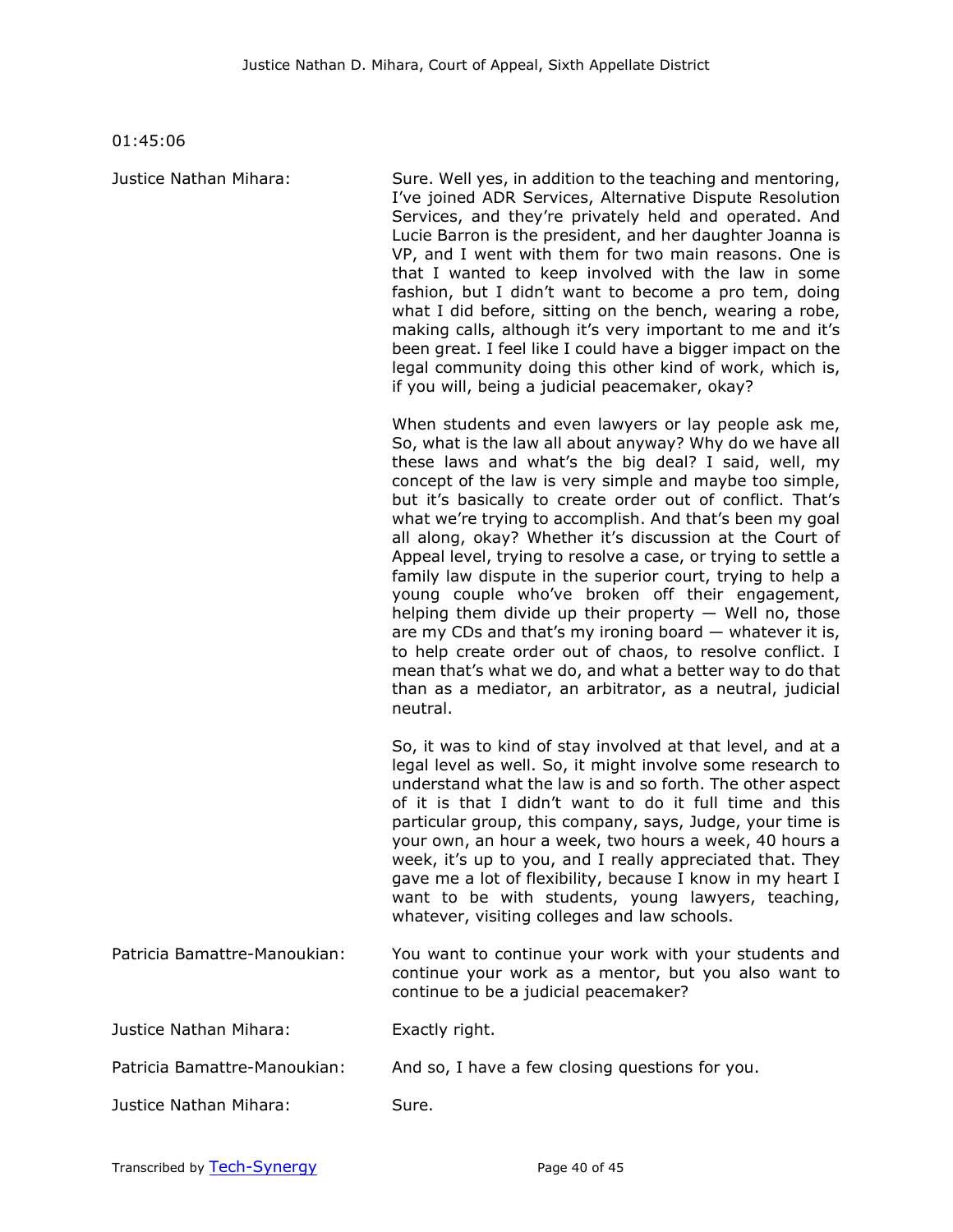01:45:06

**Justice Nathan Mihara:** Sure. Well yes, in addition to the teaching and mentoring, I've joined ADR Services, Alternative Dispute Resolution Services, and they're privately held and operated. And Lucie Barron is the president, and her daughter Joanna is VP, and I went with them for two main reasons. One is that I wanted to keep involved with the law in some fashion, but I didn't want to become a pro tem, doing what I did before, sitting on the bench, wearing a robe, making calls, although it's very important to me and it's been great. I feel like I could have a bigger impact on the legal community doing this other kind of work, which is, if you will, being a judicial peacemaker, okay?

When students and even lawyers or lay people ask me, So, what is the law all about anyway? Why do we have all these laws and what's the big deal? I said, well, my concept of the law is very simple and maybe too simple, but it's basically to create order out of conflict. That's what we're trying to accomplish. And that's been my goal all along, okay? Whether it's discussion at the Court of Appeal level, trying to resolve a case, or trying to settle a family law dispute in the superior court, trying to help a young couple who've broken off their engagement, helping them divide up their property — Well no, those are my CDs and that's my ironing board — whatever it is, to help create order out of chaos, to resolve conflict. I mean that's what we do, and what a better way to do that than as a mediator, an arbitrator, as a neutral, judicial neutral.

So, it was to kind of stay involved at that level, and at a legal level as well. So, it might involve some research to understand what the law is and so forth. The other aspect of it is that I didn't want to do it full time and this particular group, this company, says, Judge, your time is your own, an hour a week, two hours a week, 40 hours a week, it's up to you, and I really appreciated that. They gave me a lot of flexibility, because I know in my heart I want to be with students, young lawyers, teaching, whatever, visiting colleges and law schools.

**Patricia Bamattre-Manoukian:** You want to continue your work with your students and continue your work as a mentor, but you also want to continue to be a judicial peacemaker?

**Justice Nathan Mihara:** Exactly right.

**Patricia Bamattre-Manoukian:** And so, I have a few closing questions for you.

**Justice Nathan Mihara:** Sure.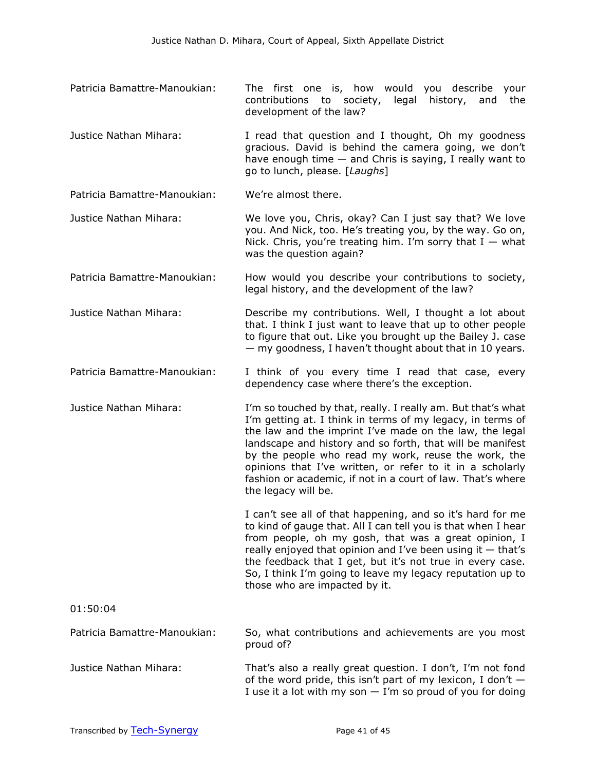**Patricia Bamattre-Manoukian:** The first one is, how would you describe your contributions to society, legal history, and the development of the law?

**Justice Nathan Mihara:** I read that question and I thought, Oh my goodness gracious. David is behind the camera going, we don't have enough time — and Chris is saying, I really want to go to lunch, please. [*Laughs*]

**Patricia Bamattre-Manoukian:** We're almost there.

**Justice Nathan Mihara:** We love you, Chris, okay? Can I just say that? We love you. And Nick, too. He's treating you, by the way. Go on, Nick. Chris, you're treating him. I'm sorry that I — what was the question again?

**Patricia Bamattre-Manoukian:** How would you describe your contributions to society, legal history, and the development of the law?

**Justice Nathan Mihara:** Describe my contributions. Well, I thought a lot about that. I think I just want to leave that up to other people to figure that out. Like you brought up the Bailey J. case — my goodness, I haven't thought about that in 10 years.

**Patricia Bamattre-Manoukian:** I think of you every time I read that case, every dependency case where there's the exception.

**Justice Nathan Mihara:** I'm so touched by that, really. I really am. But that's what I'm getting at. I think in terms of my legacy, in terms of the law and the imprint I've made on the law, the legal landscape and history and so forth, that will be manifest by the people who read my work, reuse the work, the opinions that I've written, or refer to it in a scholarly fashion or academic, if not in a court of law. That's where the legacy will be.

I can't see all of that happening, and so it's hard for me to kind of gauge that. All I can tell you is that when I hear from people, oh my gosh, that was a great opinion, I really enjoyed that opinion and I've been using it — that's the feedback that I get, but it's not true in every case. So, I think I'm going to leave my legacy reputation up to those who are impacted by it.

01:50:04

**Patricia Bamattre-Manoukian:** So, what contributions and achievements are you most proud of?

**Justice Nathan Mihara:** That's also a really great question. I don't, I'm not fond of the word pride, this isn't part of my lexicon, I don't — I use it a lot with my son — I'm so proud of you for doing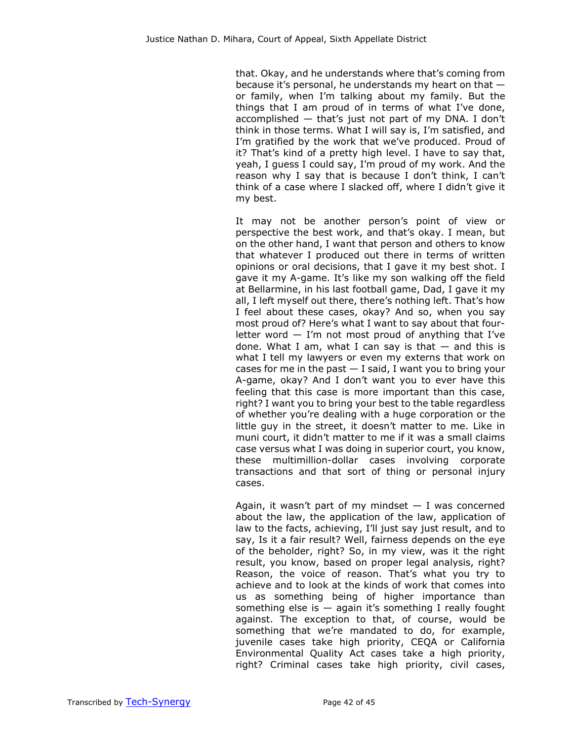that. Okay, and he understands where that's coming from because it's personal, he understands my heart on that — or family, when I'm talking about my family. But the things that I am proud of in terms of what I've done, accomplished — that's just not part of my DNA. I don't think in those terms. What I will say is, I'm satisfied, and I'm gratified by the work that we've produced. Proud of it? That's kind of a pretty high level. I have to say that, yeah, I guess I could say, I'm proud of my work. And the reason why I say that is because I don't think, I can't think of a case where I slacked off, where I didn't give it my best.

It may not be another person's point of view or perspective the best work, and that's okay. I mean, but on the other hand, I want that person and others to know that whatever I produced out there in terms of written opinions or oral decisions, that I gave it my best shot. I gave it my A-game. It's like my son walking off the field at Bellarmine, in his last football game, Dad, I gave it my all, I left myself out there, there's nothing left. That's how I feel about these cases, okay? And so, when you say most proud of? Here's what I want to say about that four-letter word — I'm not most proud of anything that I've done. What I am, what I can say is that — and this is what I tell my lawyers or even my externs that work on cases for me in the past — I said, I want you to bring your A-game, okay? And I don't want you to ever have this feeling that this case is more important than this case, right? I want you to bring your best to the table regardless of whether you're dealing with a huge corporation or the little guy in the street, it doesn't matter to me. Like in muni court, it didn't matter to me if it was a small claims case versus what I was doing in superior court, you know, these multimillion-dollar cases involving corporate transactions and that sort of thing or personal injury cases.

Again, it wasn't part of my mindset — I was concerned about the law, the application of the law, application of law to the facts, achieving, I'll just say just result, and to say, Is it a fair result? Well, fairness depends on the eye of the beholder, right? So, in my view, was it the right result, you know, based on proper legal analysis, right? Reason, the voice of reason. That's what you try to achieve and to look at the kinds of work that comes into us as something being of higher importance than something else is — again it's something I really fought against. The exception to that, of course, would be something that we're mandated to do, for example, juvenile cases take high priority, CEQA or California Environmental Quality Act cases take a high priority, right? Criminal cases take high priority, civil cases,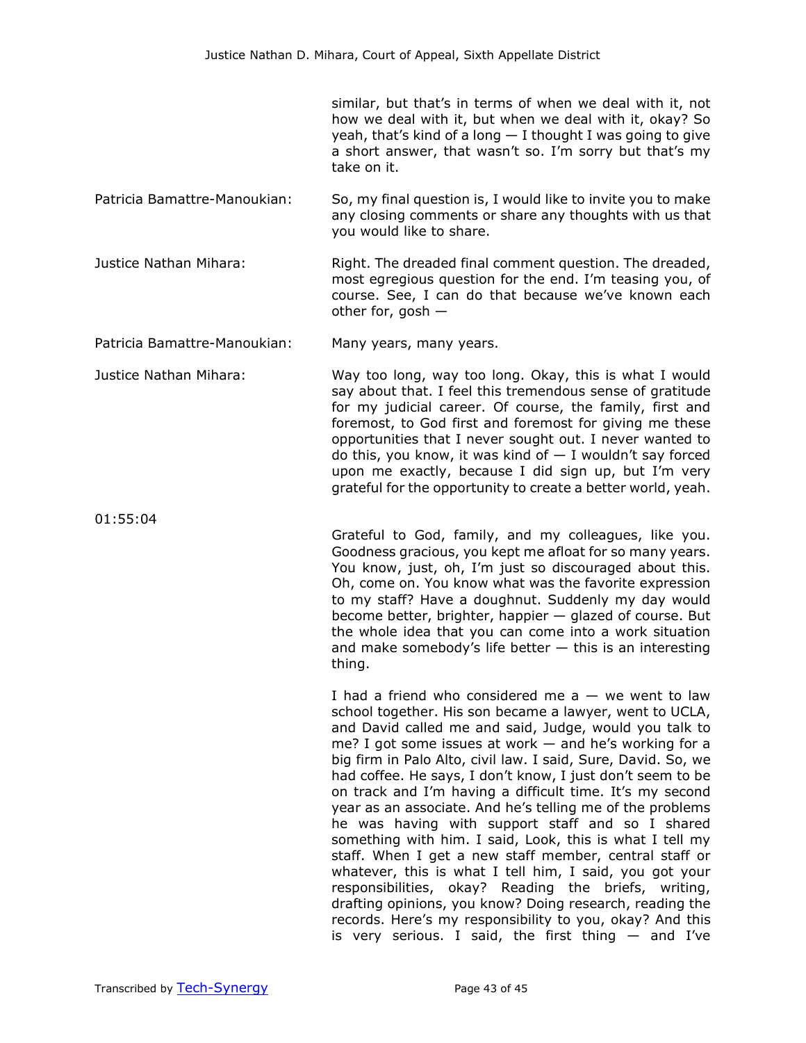similar, but that's in terms of when we deal with it, not how we deal with it, but when we deal with it, okay? So yeah, that's kind of a long — I thought I was going to give a short answer, that wasn't so. I'm sorry but that's my take on it.

**Patricia Bamattre-Manoukian:** So, my final question is, I would like to invite you to make any closing comments or share any thoughts with us that you would like to share.

**Justice Nathan Mihara:** Right. The dreaded final comment question. The dreaded, most egregious question for the end. I'm teasing you, of course. See, I can do that because we've known each other for, gosh —

**Patricia Bamattre-Manoukian:** Many years, many years.

**Justice Nathan Mihara:** Way too long, way too long. Okay, this is what I would say about that. I feel this tremendous sense of gratitude for my judicial career. Of course, the family, first and foremost, to God first and foremost for giving me these opportunities that I never sought out. I never wanted to do this, you know, it was kind of — I wouldn't say forced upon me exactly, because I did sign up, but I'm very grateful for the opportunity to create a better world, yeah.

01:55:04

Grateful to God, family, and my colleagues, like you. Goodness gracious, you kept me afloat for so many years. You know, just, oh, I'm just so discouraged about this. Oh, come on. You know what was the favorite expression to my staff? Have a doughnut. Suddenly my day would become better, brighter, happier — glazed of course. But the whole idea that you can come into a work situation and make somebody's life better — this is an interesting thing.

I had a friend who considered me a — we went to law school together. His son became a lawyer, went to UCLA, and David called me and said, Judge, would you talk to me? I got some issues at work — and he's working for a big firm in Palo Alto, civil law. I said, Sure, David. So, we had coffee. He says, I don't know, I just don't seem to be on track and I'm having a difficult time. It's my second year as an associate. And he's telling me of the problems he was having with support staff and so I shared something with him. I said, Look, this is what I tell my staff. When I get a new staff member, central staff or whatever, this is what I tell him, I said, you got your responsibilities, okay? Reading the briefs, writing, drafting opinions, you know? Doing research, reading the records. Here's my responsibility to you, okay? And this is very serious. I said, the first thing — and I've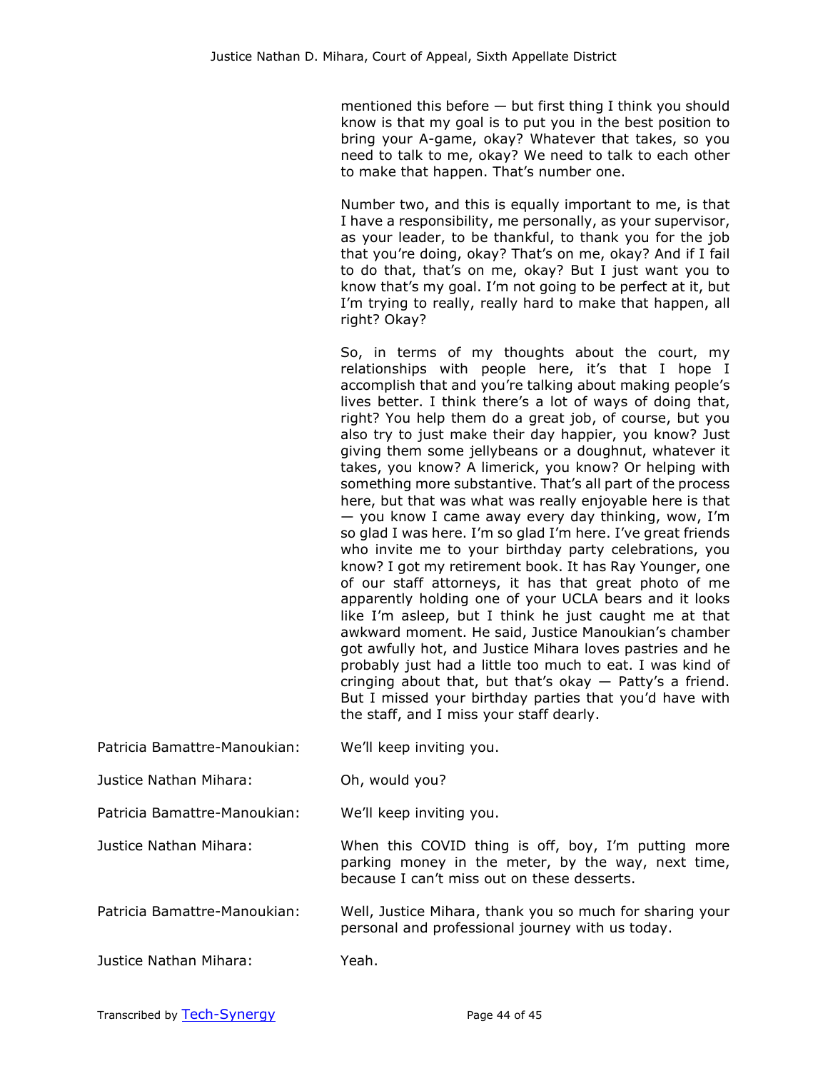mentioned this before — but first thing I think you should know is that my goal is to put you in the best position to bring your A-game, okay? Whatever that takes, so you need to talk to me, okay? We need to talk to each other to make that happen. That's number one.

Number two, and this is equally important to me, is that I have a responsibility, me personally, as your supervisor, as your leader, to be thankful, to thank you for the job that you're doing, okay? That's on me, okay? And if I fail to do that, that's on me, okay? But I just want you to know that's my goal. I'm not going to be perfect at it, but I'm trying to really, really hard to make that happen, all right? Okay?

So, in terms of my thoughts about the court, my relationships with people here, it's that I hope I accomplish that and you're talking about making people's lives better. I think there's a lot of ways of doing that, right? You help them do a great job, of course, but you also try to just make their day happier, you know? Just giving them some jellybeans or a doughnut, whatever it takes, you know? A limerick, you know? Or helping with something more substantive. That's all part of the process here, but that was what was really enjoyable here is that — you know I came away every day thinking, wow, I'm so glad I was here. I'm so glad I'm here. I've great friends who invite me to your birthday party celebrations, you know? I got my retirement book. It has Ray Younger, one of our staff attorneys, it has that great photo of me apparently holding one of your UCLA bears and it looks like I'm asleep, but I think he just caught me at that awkward moment. He said, Justice Manoukian's chamber got awfully hot, and Justice Mihara loves pastries and he probably just had a little too much to eat. I was kind of cringing about that, but that's okay — Patty's a friend. But I missed your birthday parties that you'd have with the staff, and I miss your staff dearly.

Patricia Bamattre-Manoukian: We'll keep inviting you.

Justice Nathan Mihara: Oh, would you?

Patricia Bamattre-Manoukian: We'll keep inviting you.

Justice Nathan Mihara: When this COVID thing is off, boy, I'm putting more parking money in the meter, by the way, next time, because I can't miss out on these desserts.

Patricia Bamattre-Manoukian: Well, Justice Mihara, thank you so much for sharing your personal and professional journey with us today.

Justice Nathan Mihara: Yeah.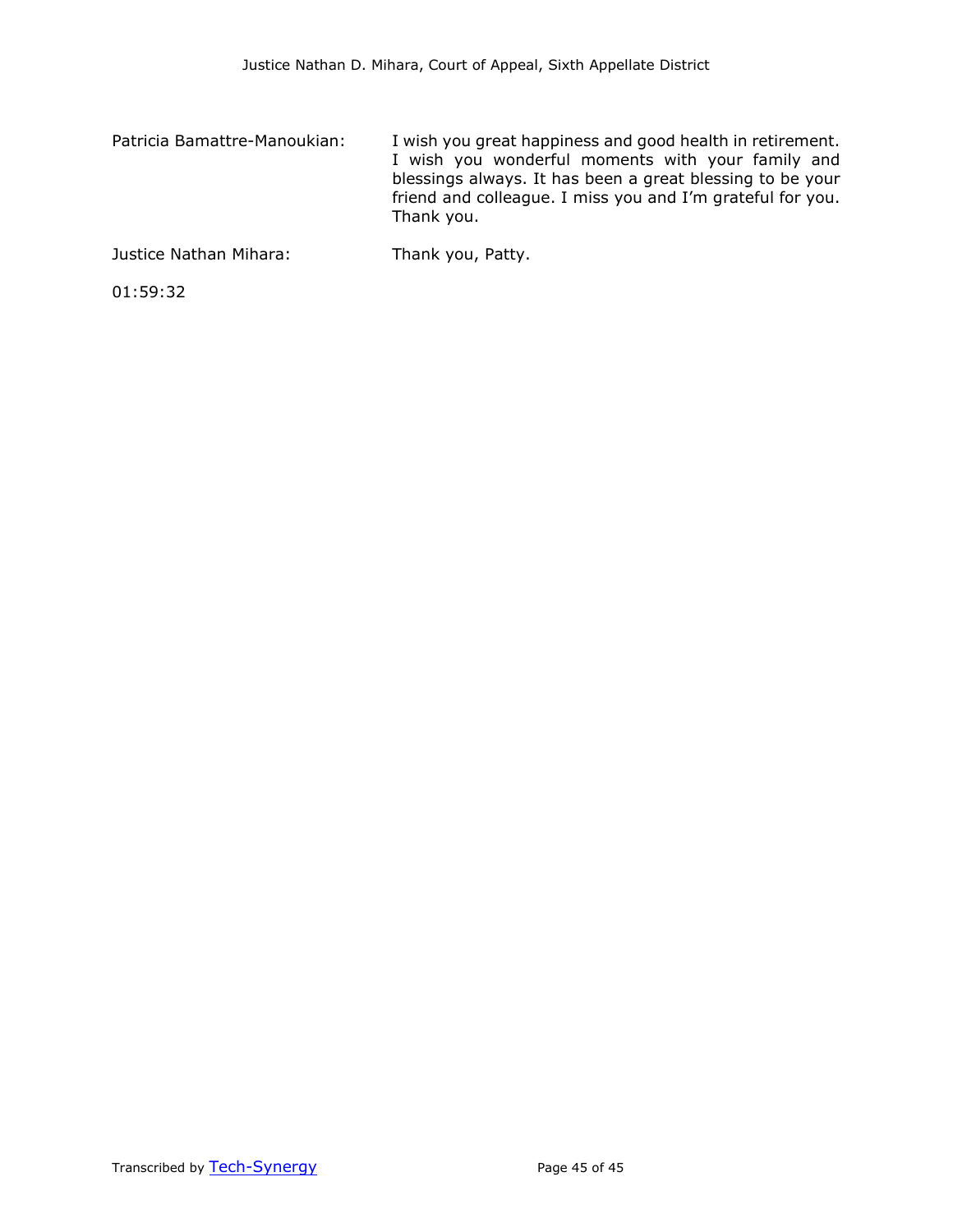Patricia Bamattre-Manoukian: I wish you great happiness and good health in retirement. I wish you wonderful moments with your family and blessings always. It has been a great blessing to be your friend and colleague. I miss you and I'm grateful for you. Thank you.

Justice Nathan Mihara: Thank you, Patty.

01:59:32